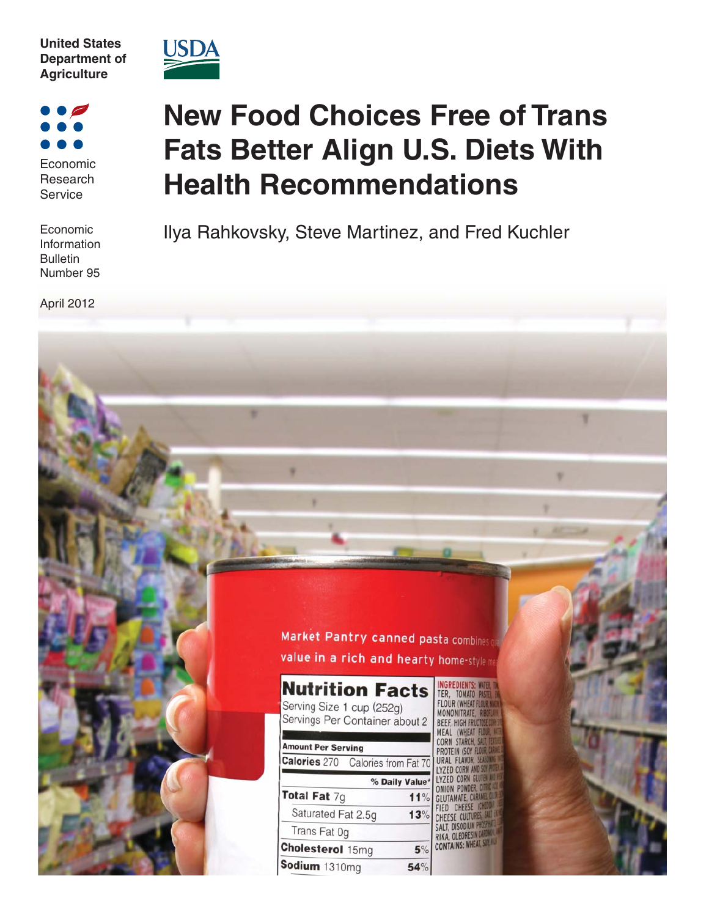United States Department of Agriculture

USDA

Economic Research Service

Economic Information Bulletin Number 95

April 2012

# New Food Choices Free of Trans Fats Better Align U.S. Diets With Health Recommendations

Ilya Rahkovsky, Steve Martinez, and Fred Kuchler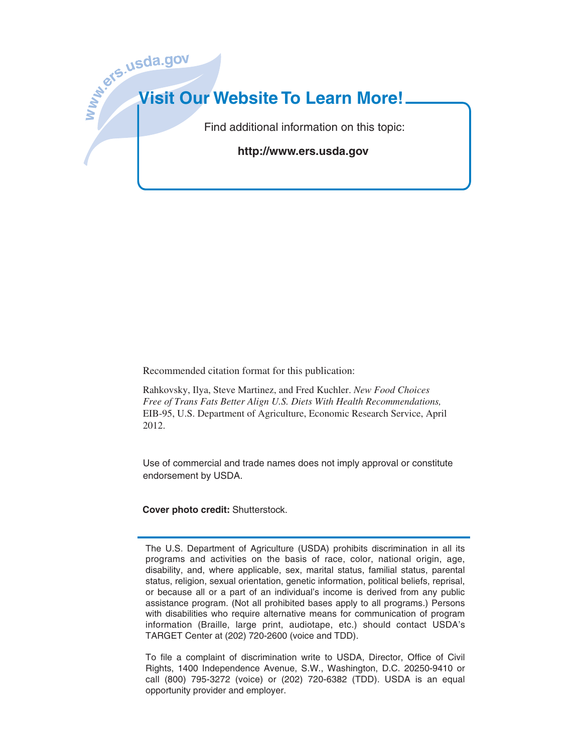www.ers.usda.gov

## Visit Our Website To Learn More!

Find additional information on this topic:

**http://www.ers.usda.gov**

Recommended citation format for this publication:

Rahkovsky, Ilya, Steve Martinez, and Fred Kuchler. *New Food Choices Free of Trans Fats Better Align U.S. Diets With Health Recommendations,* EIB-95, U.S. Department of Agriculture, Economic Research Service, April 2012.

Use of commercial and trade names does not imply approval or constitute endorsement by USDA.

**Cover photo credit:** Shutterstock.

The U.S. Department of Agriculture (USDA) prohibits discrimination in all its programs and activities on the basis of race, color, national origin, age, disability, and, where applicable, sex, marital status, familial status, parental status, religion, sexual orientation, genetic information, political beliefs, reprisal, or because all or a part of an individual's income is derived from any public assistance program. (Not all prohibited bases apply to all programs.) Persons with disabilities who require alternative means for communication of program information (Braille, large print, audiotape, etc.) should contact USDA's TARGET Center at (202) 720-2600 (voice and TDD).

To file a complaint of discrimination write to USDA, Director, Office of Civil Rights, 1400 Independence Avenue, S.W., Washington, D.C. 20250-9410 or call (800) 795-3272 (voice) or (202) 720-6382 (TDD). USDA is an equal opportunity provider and employer.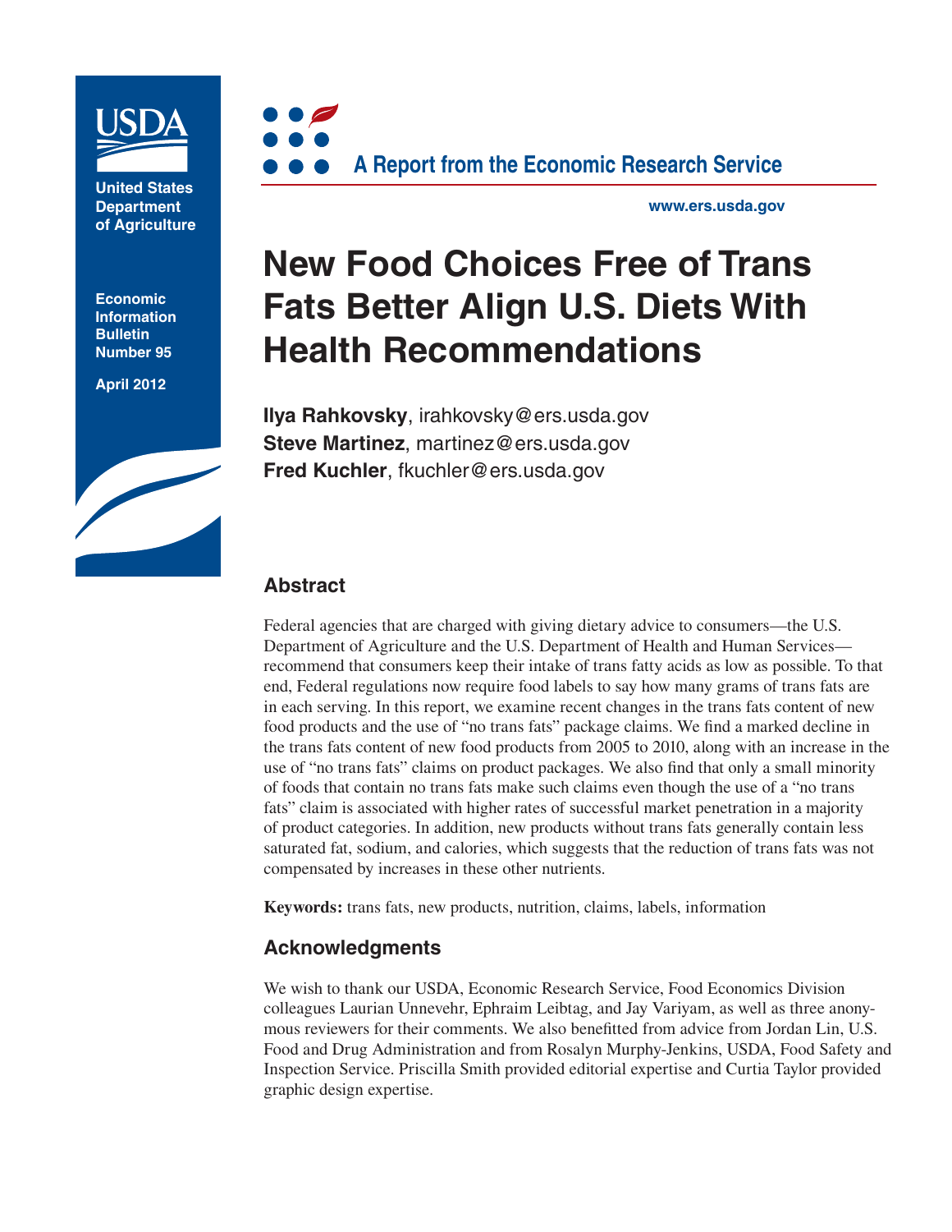United States Department of Agriculture

Economic Information Bulletin Number 95

April 2012

A Report from the Economic Research Service

www.ers.usda.gov

# New Food Choices Free of Trans Fats Better Align U.S. Diets With Health Recommendations

**Ilya Rahkovsky**, irahkovsky@ers.usda.gov
**Steve Martinez**, martinez@ers.usda.gov
**Fred Kuchler**, fkuchler@ers.usda.gov

## Abstract

Federal agencies that are charged with giving dietary advice to consumers—the U.S. Department of Agriculture and the U.S. Department of Health and Human Services—recommend that consumers keep their intake of trans fatty acids as low as possible. To that end, Federal regulations now require food labels to say how many grams of trans fats are in each serving. In this report, we examine recent changes in the trans fats content of new food products and the use of "no trans fats" package claims. We find a marked decline in the trans fats content of new food products from 2005 to 2010, along with an increase in the use of "no trans fats" claims on product packages. We also find that only a small minority of foods that contain no trans fats make such claims even though the use of a "no trans fats" claim is associated with higher rates of successful market penetration in a majority of product categories. In addition, new products without trans fats generally contain less saturated fat, sodium, and calories, which suggests that the reduction of trans fats was not compensated by increases in these other nutrients.

**Keywords:** trans fats, new products, nutrition, claims, labels, information

## Acknowledgments

We wish to thank our USDA, Economic Research Service, Food Economics Division colleagues Laurian Unnevehr, Ephraim Leibtag, and Jay Variyam, as well as three anonymous reviewers for their comments. We also benefitted from advice from Jordan Lin, U.S. Food and Drug Administration and from Rosalyn Murphy-Jenkins, USDA, Food Safety and Inspection Service. Priscilla Smith provided editorial expertise and Curtia Taylor provided graphic design expertise.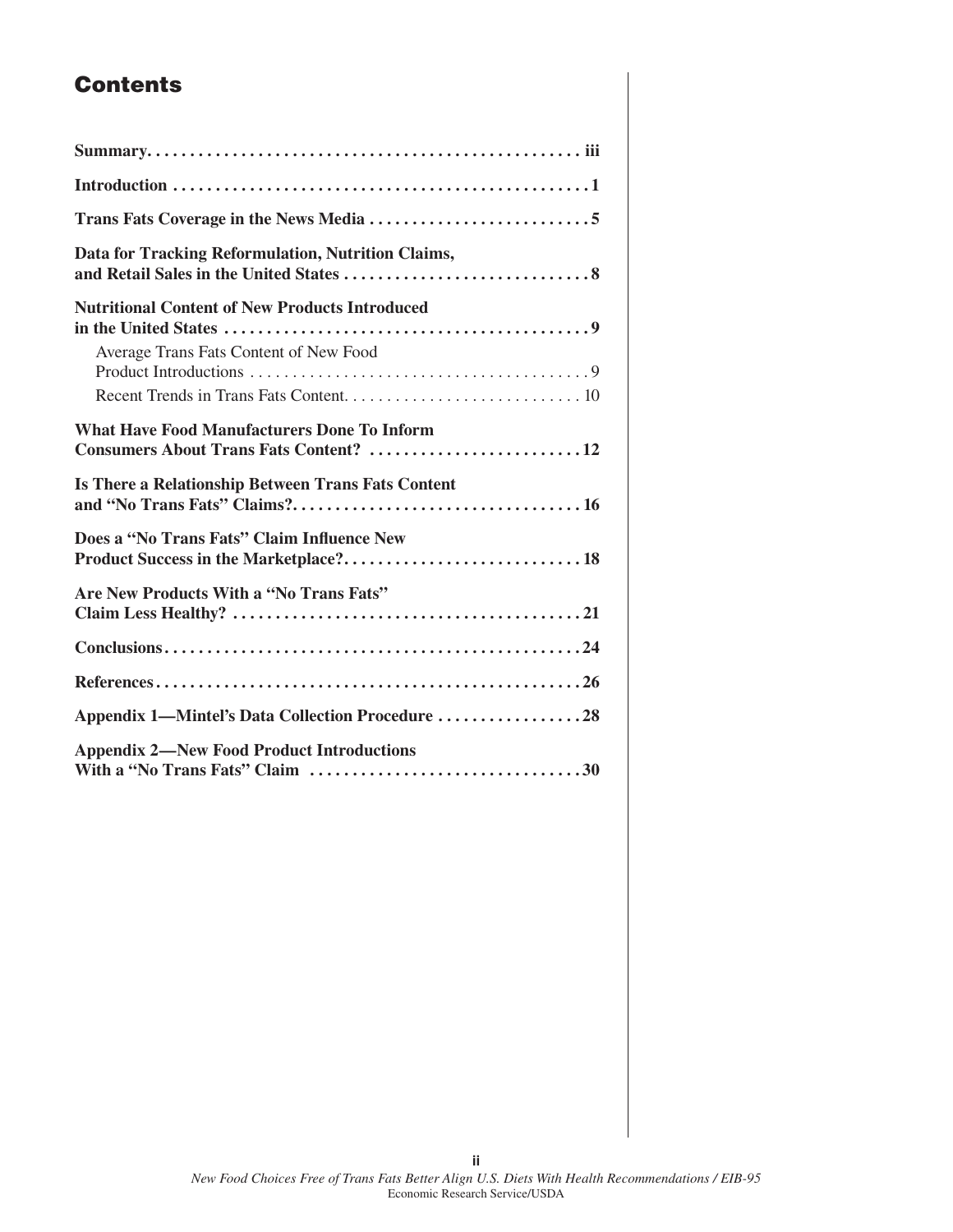# Contents

**Summary** ..... iii

**Introduction** ..... 1

**Trans Fats Coverage in the News Media** ..... 5

**Data for Tracking Reformulation, Nutrition Claims, and Retail Sales in the United States** ..... 8

**Nutritional Content of New Products Introduced in the United States** ..... 9

- Average Trans Fats Content of New Food Product Introductions ..... 9
- Recent Trends in Trans Fats Content ..... 10

**What Have Food Manufacturers Done To Inform Consumers About Trans Fats Content?** ..... 12

**Is There a Relationship Between Trans Fats Content and "No Trans Fats" Claims?** ..... 16

**Does a "No Trans Fats" Claim Influence New Product Success in the Marketplace?** ..... 18

**Are New Products With a "No Trans Fats" Claim Less Healthy?** ..... 21

**Conclusions** ..... 24

**References** ..... 26

**Appendix 1—Mintel's Data Collection Procedure** ..... 28

**Appendix 2—New Food Product Introductions With a "No Trans Fats" Claim** ..... 30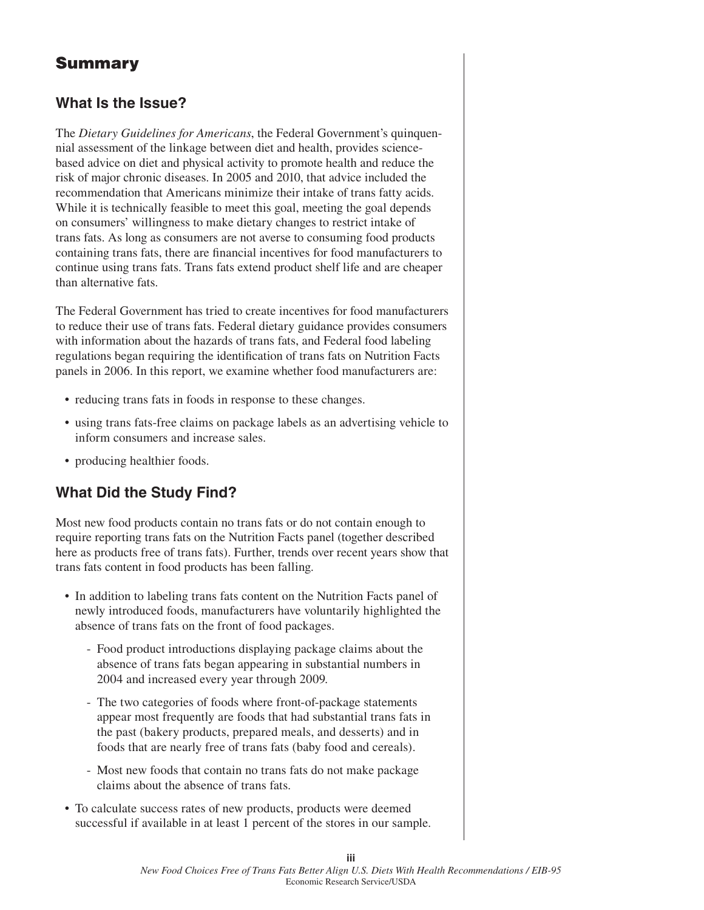# Summary

## What Is the Issue?

The *Dietary Guidelines for Americans*, the Federal Government's quinquennial assessment of the linkage between diet and health, provides science-based advice on diet and physical activity to promote health and reduce the risk of major chronic diseases. In 2005 and 2010, that advice included the recommendation that Americans minimize their intake of trans fatty acids. While it is technically feasible to meet this goal, meeting the goal depends on consumers' willingness to make dietary changes to restrict intake of trans fats. As long as consumers are not averse to consuming food products containing trans fats, there are financial incentives for food manufacturers to continue using trans fats. Trans fats extend product shelf life and are cheaper than alternative fats.

The Federal Government has tried to create incentives for food manufacturers to reduce their use of trans fats. Federal dietary guidance provides consumers with information about the hazards of trans fats, and Federal food labeling regulations began requiring the identification of trans fats on Nutrition Facts panels in 2006. In this report, we examine whether food manufacturers are:

- reducing trans fats in foods in response to these changes.
- using trans fats-free claims on package labels as an advertising vehicle to inform consumers and increase sales.
- producing healthier foods.

## What Did the Study Find?

Most new food products contain no trans fats or do not contain enough to require reporting trans fats on the Nutrition Facts panel (together described here as products free of trans fats). Further, trends over recent years show that trans fats content in food products has been falling.

- In addition to labeling trans fats content on the Nutrition Facts panel of newly introduced foods, manufacturers have voluntarily highlighted the absence of trans fats on the front of food packages.
  - Food product introductions displaying package claims about the absence of trans fats began appearing in substantial numbers in 2004 and increased every year through 2009.
  - The two categories of foods where front-of-package statements appear most frequently are foods that had substantial trans fats in the past (bakery products, prepared meals, and desserts) and in foods that are nearly free of trans fats (baby food and cereals).
  - Most new foods that contain no trans fats do not make package claims about the absence of trans fats.
- To calculate success rates of new products, products were deemed successful if available in at least 1 percent of the stores in our sample.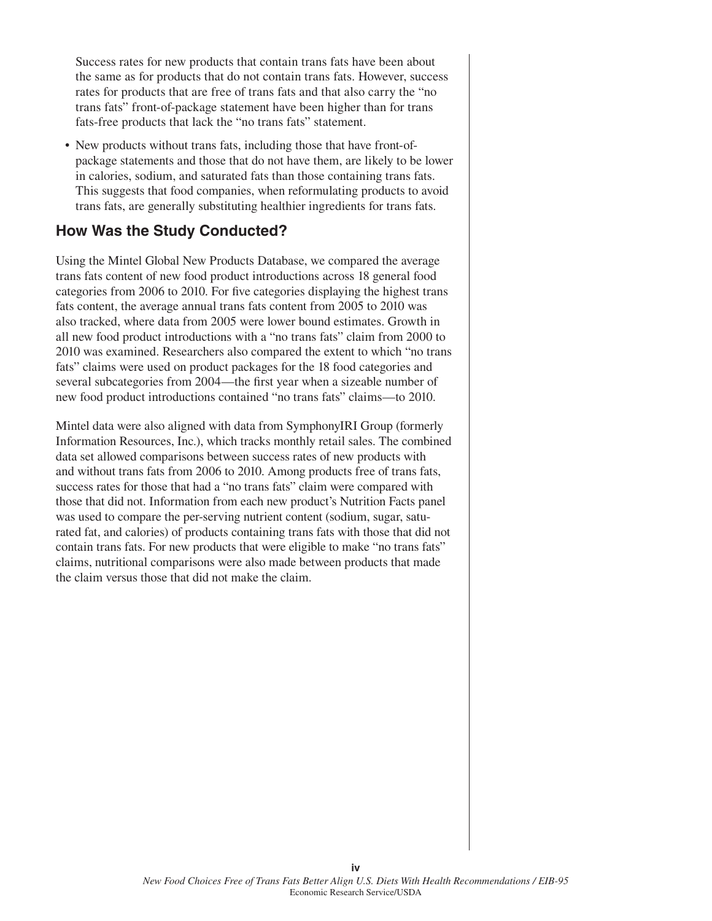Success rates for new products that contain trans fats have been about the same as for products that do not contain trans fats. However, success rates for products that are free of trans fats and that also carry the "no trans fats" front-of-package statement have been higher than for trans fats-free products that lack the "no trans fats" statement.

- New products without trans fats, including those that have front-of-package statements and those that do not have them, are likely to be lower in calories, sodium, and saturated fats than those containing trans fats. This suggests that food companies, when reformulating products to avoid trans fats, are generally substituting healthier ingredients for trans fats.

## How Was the Study Conducted?

Using the Mintel Global New Products Database, we compared the average trans fats content of new food product introductions across 18 general food categories from 2006 to 2010. For five categories displaying the highest trans fats content, the average annual trans fats content from 2005 to 2010 was also tracked, where data from 2005 were lower bound estimates. Growth in all new food product introductions with a "no trans fats" claim from 2000 to 2010 was examined. Researchers also compared the extent to which "no trans fats" claims were used on product packages for the 18 food categories and several subcategories from 2004—the first year when a sizeable number of new food product introductions contained "no trans fats" claims—to 2010.

Mintel data were also aligned with data from SymphonyIRI Group (formerly Information Resources, Inc.), which tracks monthly retail sales. The combined data set allowed comparisons between success rates of new products with and without trans fats from 2006 to 2010. Among products free of trans fats, success rates for those that had a "no trans fats" claim were compared with those that did not. Information from each new product's Nutrition Facts panel was used to compare the per-serving nutrient content (sodium, sugar, saturated fat, and calories) of products containing trans fats with those that did not contain trans fats. For new products that were eligible to make "no trans fats" claims, nutritional comparisons were also made between products that made the claim versus those that did not make the claim.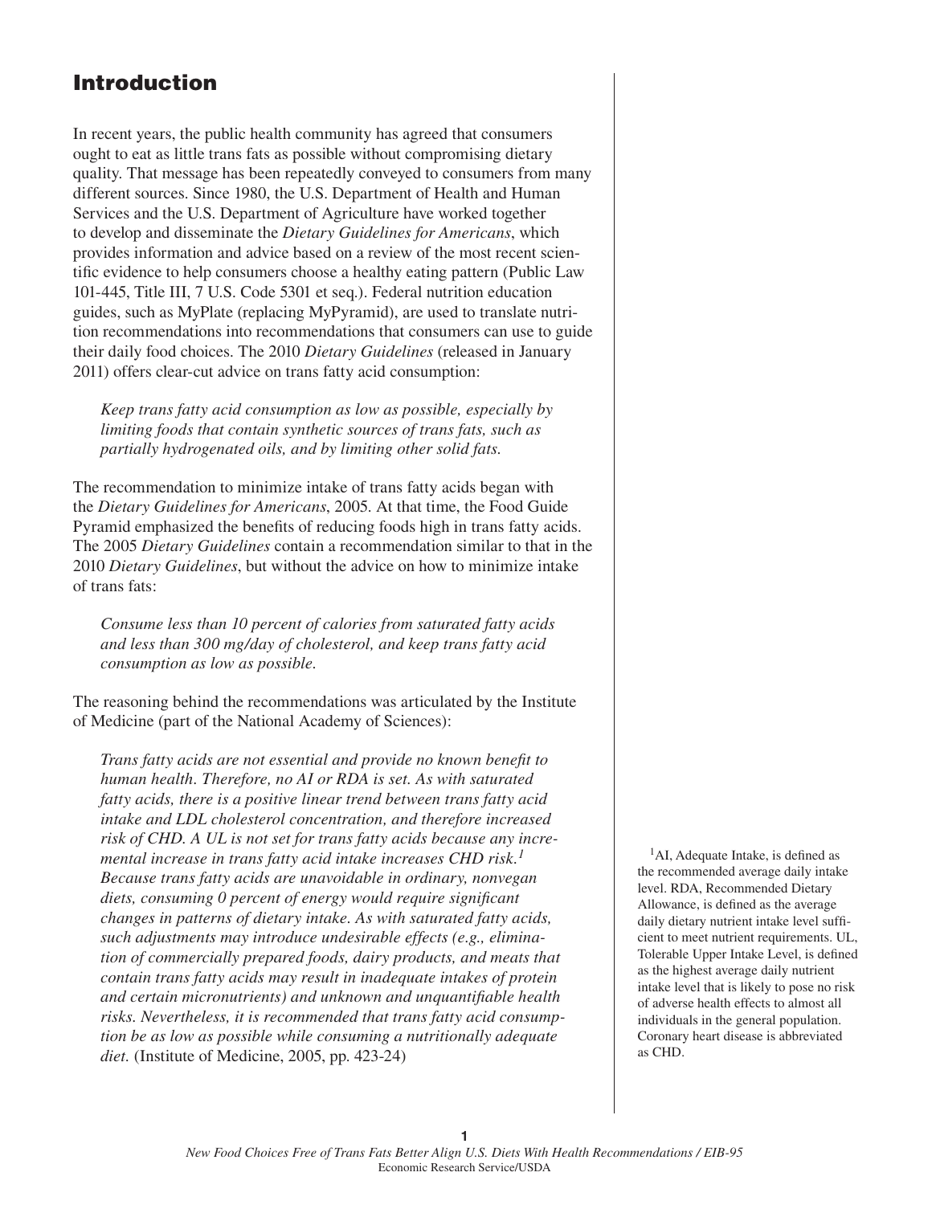# Introduction

In recent years, the public health community has agreed that consumers ought to eat as little trans fats as possible without compromising dietary quality. That message has been repeatedly conveyed to consumers from many different sources. Since 1980, the U.S. Department of Health and Human Services and the U.S. Department of Agriculture have worked together to develop and disseminate the *Dietary Guidelines for Americans*, which provides information and advice based on a review of the most recent scientific evidence to help consumers choose a healthy eating pattern (Public Law 101-445, Title III, 7 U.S. Code 5301 et seq.). Federal nutrition education guides, such as MyPlate (replacing MyPyramid), are used to translate nutrition recommendations into recommendations that consumers can use to guide their daily food choices. The 2010 *Dietary Guidelines* (released in January 2011) offers clear-cut advice on trans fatty acid consumption:

> *Keep trans fatty acid consumption as low as possible, especially by limiting foods that contain synthetic sources of trans fats, such as partially hydrogenated oils, and by limiting other solid fats.*

The recommendation to minimize intake of trans fatty acids began with the *Dietary Guidelines for Americans*, 2005. At that time, the Food Guide Pyramid emphasized the benefits of reducing foods high in trans fatty acids. The 2005 *Dietary Guidelines* contain a recommendation similar to that in the 2010 *Dietary Guidelines*, but without the advice on how to minimize intake of trans fats:

> *Consume less than 10 percent of calories from saturated fatty acids and less than 300 mg/day of cholesterol, and keep trans fatty acid consumption as low as possible.*

The reasoning behind the recommendations was articulated by the Institute of Medicine (part of the National Academy of Sciences):

> *Trans fatty acids are not essential and provide no known benefit to human health. Therefore, no AI or RDA is set. As with saturated fatty acids, there is a positive linear trend between trans fatty acid intake and LDL cholesterol concentration, and therefore increased risk of CHD. A UL is not set for trans fatty acids because any incremental increase in trans fatty acid intake increases CHD risk.*[1] *Because trans fatty acids are unavoidable in ordinary, nonvegan diets, consuming 0 percent of energy would require significant changes in patterns of dietary intake. As with saturated fatty acids, such adjustments may introduce undesirable effects (e.g., elimination of commercially prepared foods, dairy products, and meats that contain trans fatty acids may result in inadequate intakes of protein and certain micronutrients) and unknown and unquantifiable health risks. Nevertheless, it is recommended that trans fatty acid consumption be as low as possible while consuming a nutritionally adequate diet.* (Institute of Medicine, 2005, pp. 423-24)

[1] AI, Adequate Intake, is defined as the recommended average daily intake level. RDA, Recommended Dietary Allowance, is defined as the average daily dietary nutrient intake level sufficient to meet nutrient requirements. UL, Tolerable Upper Intake Level, is defined as the highest average daily nutrient intake level that is likely to pose no risk of adverse health effects to almost all individuals in the general population. Coronary heart disease is abbreviated as CHD.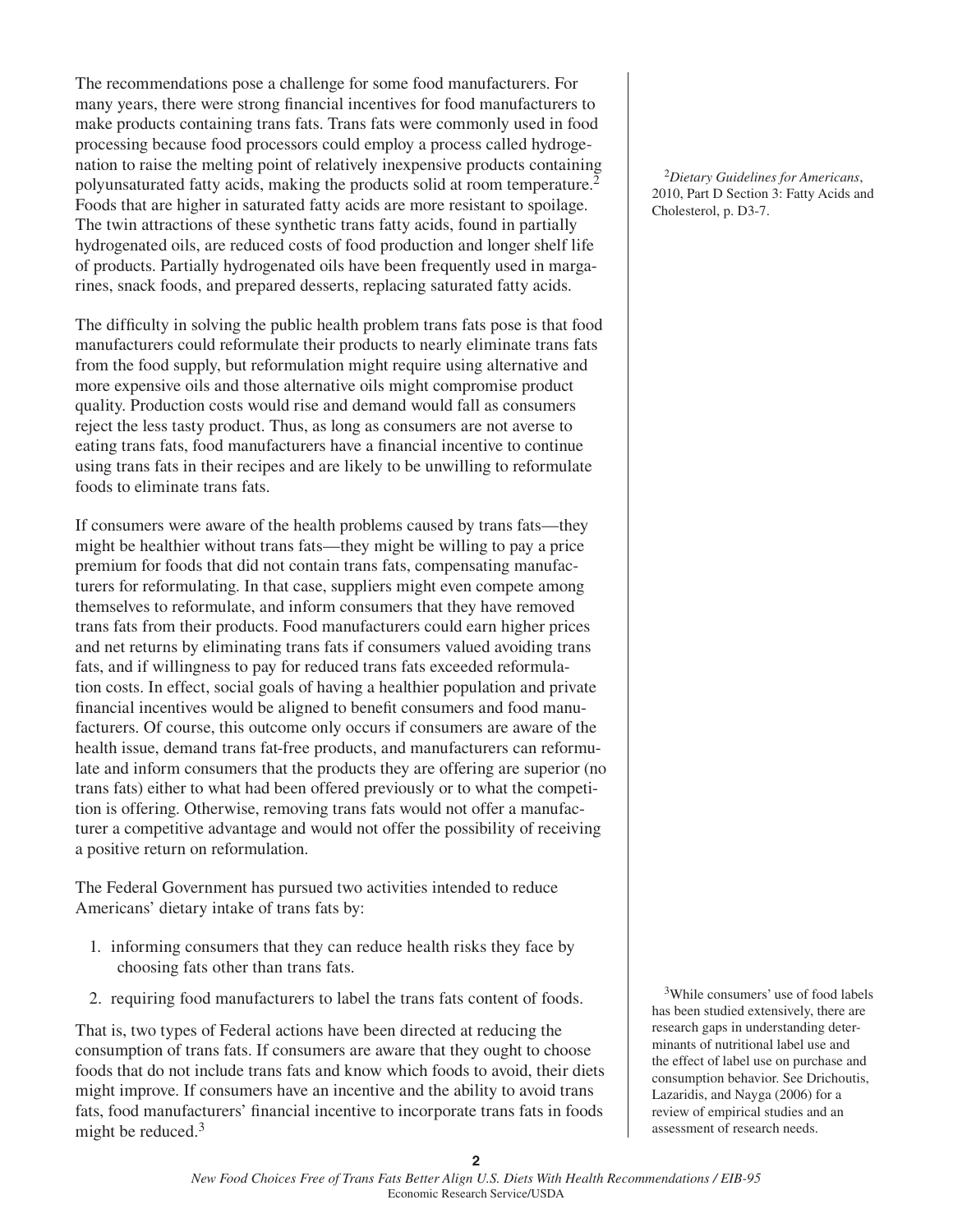The recommendations pose a challenge for some food manufacturers. For many years, there were strong financial incentives for food manufacturers to make products containing trans fats. Trans fats were commonly used in food processing because food processors could employ a process called hydrogenation to raise the melting point of relatively inexpensive products containing polyunsaturated fatty acids, making the products solid at room temperature.[2] Foods that are higher in saturated fatty acids are more resistant to spoilage. The twin attractions of these synthetic trans fatty acids, found in partially hydrogenated oils, are reduced costs of food production and longer shelf life of products. Partially hydrogenated oils have been frequently used in margarines, snack foods, and prepared desserts, replacing saturated fatty acids.

The difficulty in solving the public health problem trans fats pose is that food manufacturers could reformulate their products to nearly eliminate trans fats from the food supply, but reformulation might require using alternative and more expensive oils and those alternative oils might compromise product quality. Production costs would rise and demand would fall as consumers reject the less tasty product. Thus, as long as consumers are not averse to eating trans fats, food manufacturers have a financial incentive to continue using trans fats in their recipes and are likely to be unwilling to reformulate foods to eliminate trans fats.

If consumers were aware of the health problems caused by trans fats—they might be healthier without trans fats—they might be willing to pay a price premium for foods that did not contain trans fats, compensating manufacturers for reformulating. In that case, suppliers might even compete among themselves to reformulate, and inform consumers that they have removed trans fats from their products. Food manufacturers could earn higher prices and net returns by eliminating trans fats if consumers valued avoiding trans fats, and if willingness to pay for reduced trans fats exceeded reformulation costs. In effect, social goals of having a healthier population and private financial incentives would be aligned to benefit consumers and food manufacturers. Of course, this outcome only occurs if consumers are aware of the health issue, demand trans fat-free products, and manufacturers can reformulate and inform consumers that the products they are offering are superior (no trans fats) either to what had been offered previously or to what the competition is offering. Otherwise, removing trans fats would not offer a manufacturer a competitive advantage and would not offer the possibility of receiving a positive return on reformulation.

The Federal Government has pursued two activities intended to reduce Americans' dietary intake of trans fats by:

1. informing consumers that they can reduce health risks they face by choosing fats other than trans fats.
2. requiring food manufacturers to label the trans fats content of foods.

That is, two types of Federal actions have been directed at reducing the consumption of trans fats. If consumers are aware that they ought to choose foods that do not include trans fats and know which foods to avoid, their diets might improve. If consumers have an incentive and the ability to avoid trans fats, food manufacturers' financial incentive to incorporate trans fats in foods might be reduced.[3]

[2] *Dietary Guidelines for Americans*, 2010, Part D Section 3: Fatty Acids and Cholesterol, p. D3-7.

[3] While consumers' use of food labels has been studied extensively, there are research gaps in understanding determinants of nutritional label use and the effect of label use on purchase and consumption behavior. See Drichoutis, Lazaridis, and Nayga (2006) for a review of empirical studies and an assessment of research needs.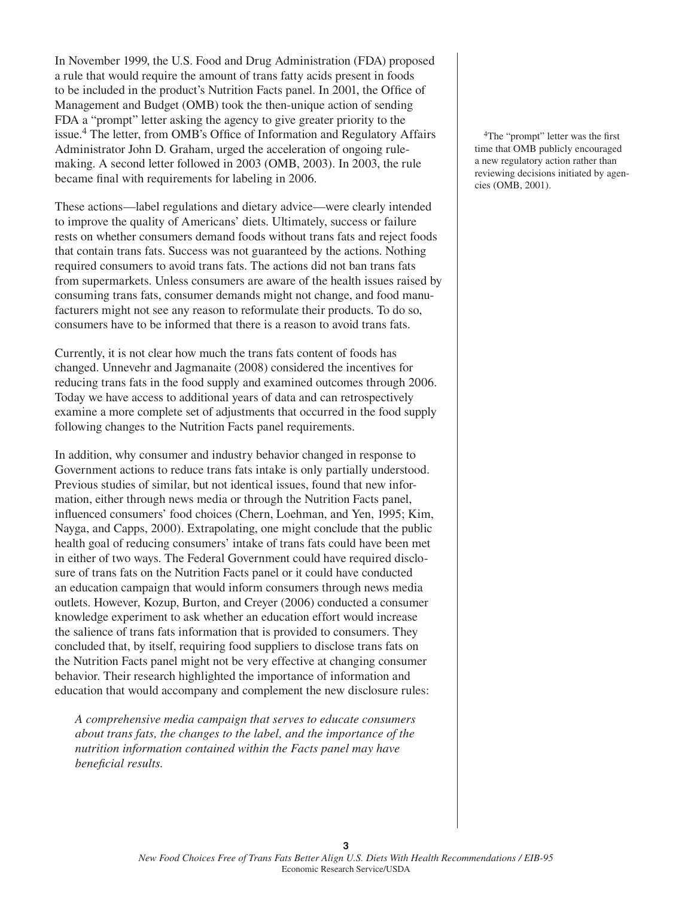In November 1999, the U.S. Food and Drug Administration (FDA) proposed a rule that would require the amount of trans fatty acids present in foods to be included in the product's Nutrition Facts panel. In 2001, the Office of Management and Budget (OMB) took the then-unique action of sending FDA a "prompt" letter asking the agency to give greater priority to the issue.[4] The letter, from OMB's Office of Information and Regulatory Affairs Administrator John D. Graham, urged the acceleration of ongoing rule-making. A second letter followed in 2003 (OMB, 2003). In 2003, the rule became final with requirements for labeling in 2006.

[4]The "prompt" letter was the first time that OMB publicly encouraged a new regulatory action rather than reviewing decisions initiated by agencies (OMB, 2001).

These actions—label regulations and dietary advice—were clearly intended to improve the quality of Americans' diets. Ultimately, success or failure rests on whether consumers demand foods without trans fats and reject foods that contain trans fats. Success was not guaranteed by the actions. Nothing required consumers to avoid trans fats. The actions did not ban trans fats from supermarkets. Unless consumers are aware of the health issues raised by consuming trans fats, consumer demands might not change, and food manufacturers might not see any reason to reformulate their products. To do so, consumers have to be informed that there is a reason to avoid trans fats.

Currently, it is not clear how much the trans fats content of foods has changed. Unnevehr and Jagmanaite (2008) considered the incentives for reducing trans fats in the food supply and examined outcomes through 2006. Today we have access to additional years of data and can retrospectively examine a more complete set of adjustments that occurred in the food supply following changes to the Nutrition Facts panel requirements.

In addition, why consumer and industry behavior changed in response to Government actions to reduce trans fats intake is only partially understood. Previous studies of similar, but not identical issues, found that new information, either through news media or through the Nutrition Facts panel, influenced consumers' food choices (Chern, Loehman, and Yen, 1995; Kim, Nayga, and Capps, 2000). Extrapolating, one might conclude that the public health goal of reducing consumers' intake of trans fats could have been met in either of two ways. The Federal Government could have required disclosure of trans fats on the Nutrition Facts panel or it could have conducted an education campaign that would inform consumers through news media outlets. However, Kozup, Burton, and Creyer (2006) conducted a consumer knowledge experiment to ask whether an education effort would increase the salience of trans fats information that is provided to consumers. They concluded that, by itself, requiring food suppliers to disclose trans fats on the Nutrition Facts panel might not be very effective at changing consumer behavior. Their research highlighted the importance of information and education that would accompany and complement the new disclosure rules:

> *A comprehensive media campaign that serves to educate consumers about trans fats, the changes to the label, and the importance of the nutrition information contained within the Facts panel may have beneficial results.*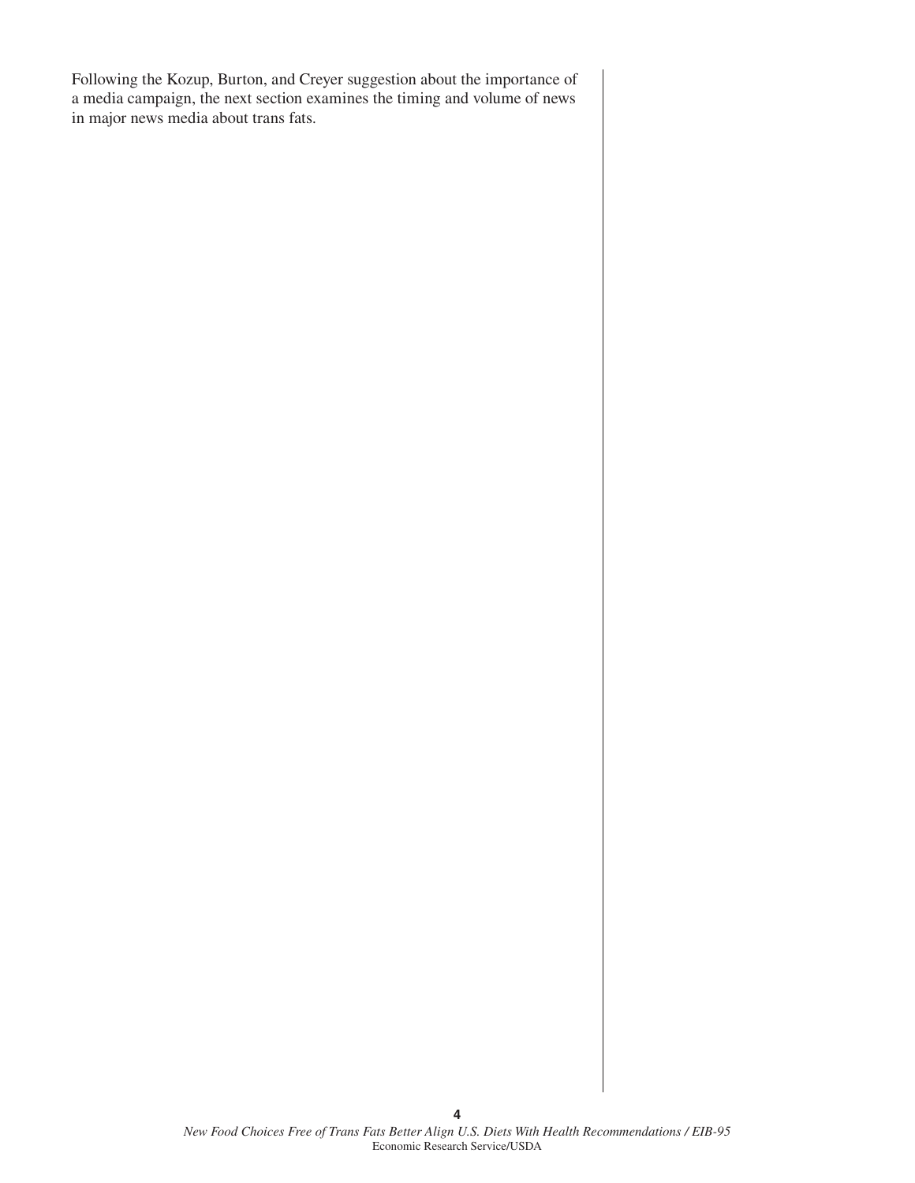Following the Kozup, Burton, and Creyer suggestion about the importance of a media campaign, the next section examines the timing and volume of news in major news media about trans fats.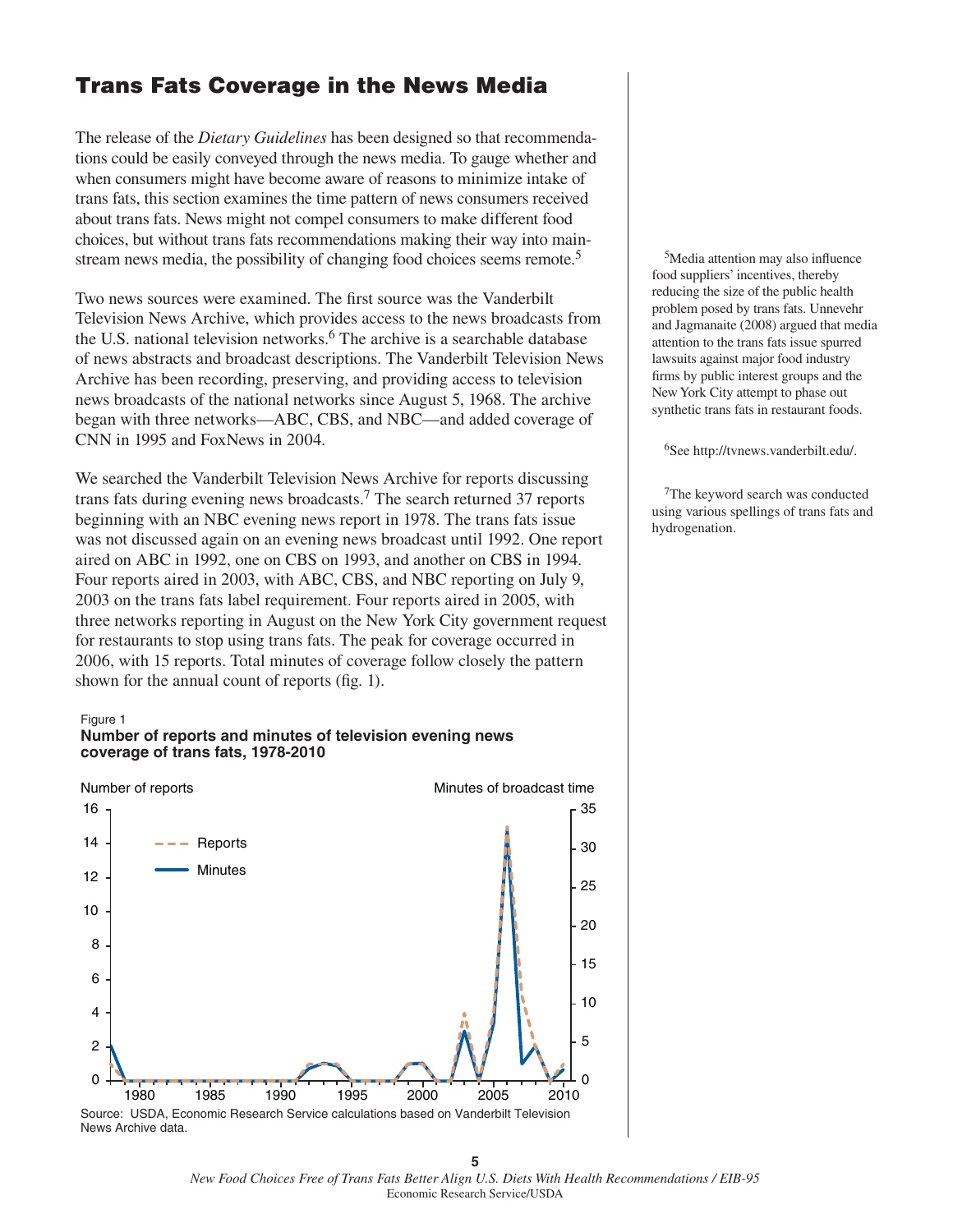# Trans Fats Coverage in the News Media

The release of the *Dietary Guidelines* has been designed so that recommendations could be easily conveyed through the news media. To gauge whether and when consumers might have become aware of reasons to minimize intake of trans fats, this section examines the time pattern of news consumers received about trans fats. News might not compel consumers to make different food choices, but without trans fats recommendations making their way into mainstream news media, the possibility of changing food choices seems remote.[5]

Two news sources were examined. The first source was the Vanderbilt Television News Archive, which provides access to the news broadcasts from the U.S. national television networks.[6] The archive is a searchable database of news abstracts and broadcast descriptions. The Vanderbilt Television News Archive has been recording, preserving, and providing access to television news broadcasts of the national networks since August 5, 1968. The archive began with three networks—ABC, CBS, and NBC—and added coverage of CNN in 1995 and FoxNews in 2004.

We searched the Vanderbilt Television News Archive for reports discussing trans fats during evening news broadcasts.[7] The search returned 37 reports beginning with an NBC evening news report in 1978. The trans fats issue was not discussed again on an evening news broadcast until 1992. One report aired on ABC in 1992, one on CBS on 1993, and another on CBS in 1994. Four reports aired in 2003, with ABC, CBS, and NBC reporting on July 9, 2003 on the trans fats label requirement. Four reports aired in 2005, with three networks reporting in August on the New York City government request for restaurants to stop using trans fats. The peak for coverage occurred in 2006, with 15 reports. Total minutes of coverage follow closely the pattern shown for the annual count of reports (fig. 1).

Figure 1
**Number of reports and minutes of television evening news coverage of trans fats, 1978-2010**

Source: USDA, Economic Research Service calculations based on Vanderbilt Television News Archive data.

[5]Media attention may also influence food suppliers' incentives, thereby reducing the size of the public health problem posed by trans fats. Unnevehr and Jagmanaite (2008) argued that media attention to the trans fats issue spurred lawsuits against major food industry firms by public interest groups and the New York City attempt to phase out synthetic trans fats in restaurant foods.

[6]See http://tvnews.vanderbilt.edu/.

[7]The keyword search was conducted using various spellings of trans fats and hydrogenation.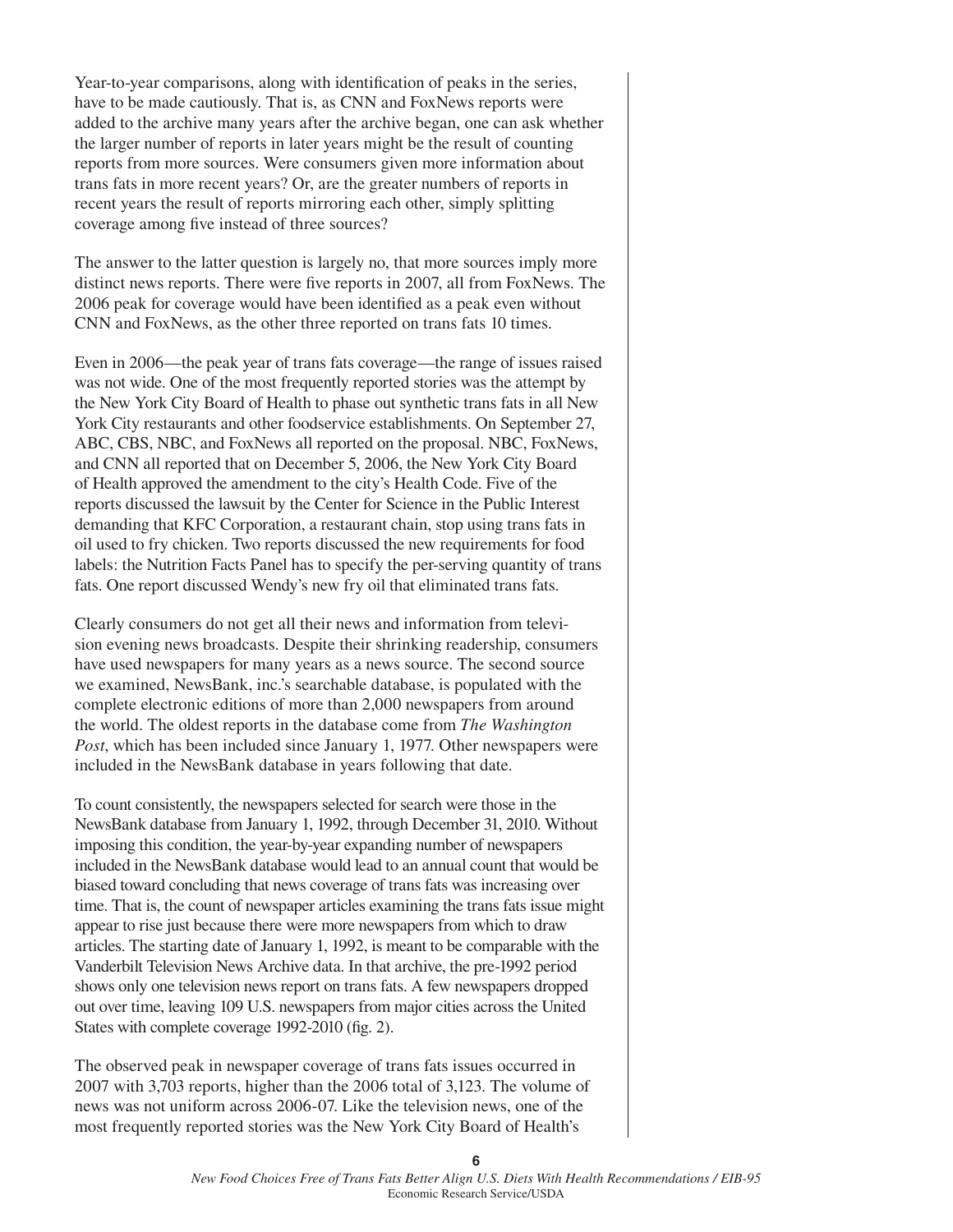Year-to-year comparisons, along with identification of peaks in the series, have to be made cautiously. That is, as CNN and FoxNews reports were added to the archive many years after the archive began, one can ask whether the larger number of reports in later years might be the result of counting reports from more sources. Were consumers given more information about trans fats in more recent years? Or, are the greater numbers of reports in recent years the result of reports mirroring each other, simply splitting coverage among five instead of three sources?

The answer to the latter question is largely no, that more sources imply more distinct news reports. There were five reports in 2007, all from FoxNews. The 2006 peak for coverage would have been identified as a peak even without CNN and FoxNews, as the other three reported on trans fats 10 times.

Even in 2006—the peak year of trans fats coverage—the range of issues raised was not wide. One of the most frequently reported stories was the attempt by the New York City Board of Health to phase out synthetic trans fats in all New York City restaurants and other foodservice establishments. On September 27, ABC, CBS, NBC, and FoxNews all reported on the proposal. NBC, FoxNews, and CNN all reported that on December 5, 2006, the New York City Board of Health approved the amendment to the city's Health Code. Five of the reports discussed the lawsuit by the Center for Science in the Public Interest demanding that KFC Corporation, a restaurant chain, stop using trans fats in oil used to fry chicken. Two reports discussed the new requirements for food labels: the Nutrition Facts Panel has to specify the per-serving quantity of trans fats. One report discussed Wendy's new fry oil that eliminated trans fats.

Clearly consumers do not get all their news and information from television evening news broadcasts. Despite their shrinking readership, consumers have used newspapers for many years as a news source. The second source we examined, NewsBank, inc.'s searchable database, is populated with the complete electronic editions of more than 2,000 newspapers from around the world. The oldest reports in the database come from *The Washington Post*, which has been included since January 1, 1977. Other newspapers were included in the NewsBank database in years following that date.

To count consistently, the newspapers selected for search were those in the NewsBank database from January 1, 1992, through December 31, 2010. Without imposing this condition, the year-by-year expanding number of newspapers included in the NewsBank database would lead to an annual count that would be biased toward concluding that news coverage of trans fats was increasing over time. That is, the count of newspaper articles examining the trans fats issue might appear to rise just because there were more newspapers from which to draw articles. The starting date of January 1, 1992, is meant to be comparable with the Vanderbilt Television News Archive data. In that archive, the pre-1992 period shows only one television news report on trans fats. A few newspapers dropped out over time, leaving 109 U.S. newspapers from major cities across the United States with complete coverage 1992-2010 (fig. 2).

The observed peak in newspaper coverage of trans fats issues occurred in 2007 with 3,703 reports, higher than the 2006 total of 3,123. The volume of news was not uniform across 2006-07. Like the television news, one of the most frequently reported stories was the New York City Board of Health's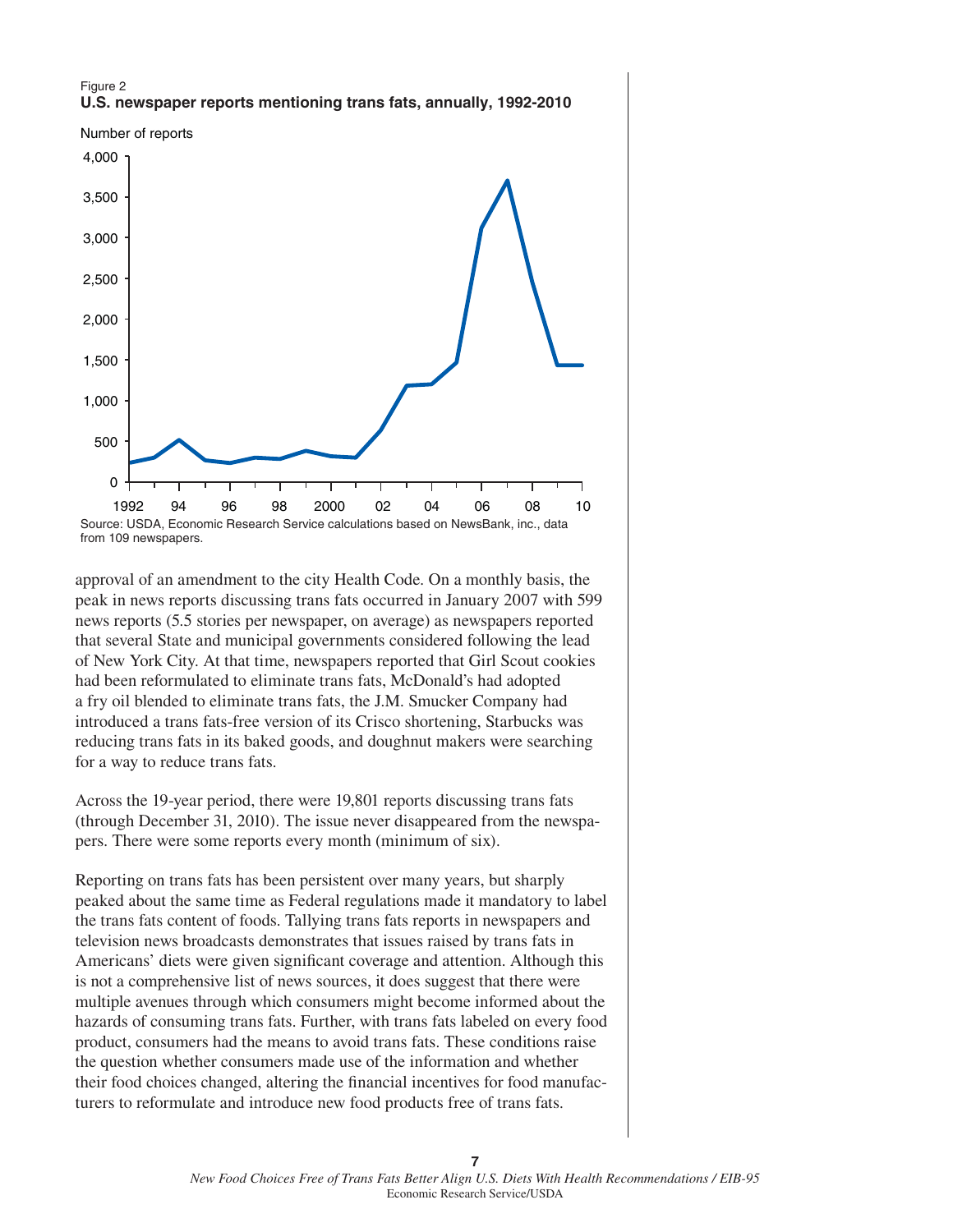Figure 2
**U.S. newspaper reports mentioning trans fats, annually, 1992-2010**

Source: USDA, Economic Research Service calculations based on NewsBank, inc., data from 109 newspapers.

approval of an amendment to the city Health Code. On a monthly basis, the peak in news reports discussing trans fats occurred in January 2007 with 599 news reports (5.5 stories per newspaper, on average) as newspapers reported that several State and municipal governments considered following the lead of New York City. At that time, newspapers reported that Girl Scout cookies had been reformulated to eliminate trans fats, McDonald's had adopted a fry oil blended to eliminate trans fats, the J.M. Smucker Company had introduced a trans fats-free version of its Crisco shortening, Starbucks was reducing trans fats in its baked goods, and doughnut makers were searching for a way to reduce trans fats.

Across the 19-year period, there were 19,801 reports discussing trans fats (through December 31, 2010). The issue never disappeared from the newspapers. There were some reports every month (minimum of six).

Reporting on trans fats has been persistent over many years, but sharply peaked about the same time as Federal regulations made it mandatory to label the trans fats content of foods. Tallying trans fats reports in newspapers and television news broadcasts demonstrates that issues raised by trans fats in Americans' diets were given significant coverage and attention. Although this is not a comprehensive list of news sources, it does suggest that there were multiple avenues through which consumers might become informed about the hazards of consuming trans fats. Further, with trans fats labeled on every food product, consumers had the means to avoid trans fats. These conditions raise the question whether consumers made use of the information and whether their food choices changed, altering the financial incentives for food manufacturers to reformulate and introduce new food products free of trans fats.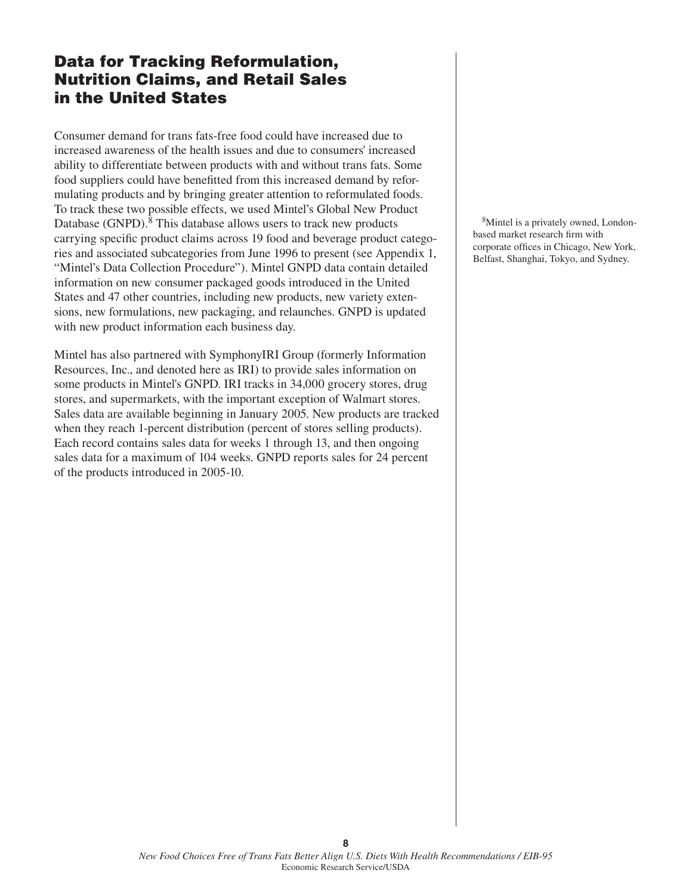## Data for Tracking Reformulation, Nutrition Claims, and Retail Sales in the United States

Consumer demand for trans fats-free food could have increased due to increased awareness of the health issues and due to consumers' increased ability to differentiate between products with and without trans fats. Some food suppliers could have benefitted from this increased demand by reformulating products and by bringing greater attention to reformulated foods. To track these two possible effects, we used Mintel's Global New Product Database (GNPD).[8] This database allows users to track new products carrying specific product claims across 19 food and beverage product categories and associated subcategories from June 1996 to present (see Appendix 1, "Mintel's Data Collection Procedure"). Mintel GNPD data contain detailed information on new consumer packaged goods introduced in the United States and 47 other countries, including new products, new variety extensions, new formulations, new packaging, and relaunches. GNPD is updated with new product information each business day.

Mintel has also partnered with SymphonyIRI Group (formerly Information Resources, Inc., and denoted here as IRI) to provide sales information on some products in Mintel's GNPD. IRI tracks in 34,000 grocery stores, drug stores, and supermarkets, with the important exception of Walmart stores. Sales data are available beginning in January 2005. New products are tracked when they reach 1-percent distribution (percent of stores selling products). Each record contains sales data for weeks 1 through 13, and then ongoing sales data for a maximum of 104 weeks. GNPD reports sales for 24 percent of the products introduced in 2005-10.

[8]Mintel is a privately owned, London-based market research firm with corporate offices in Chicago, New York, Belfast, Shanghai, Tokyo, and Sydney.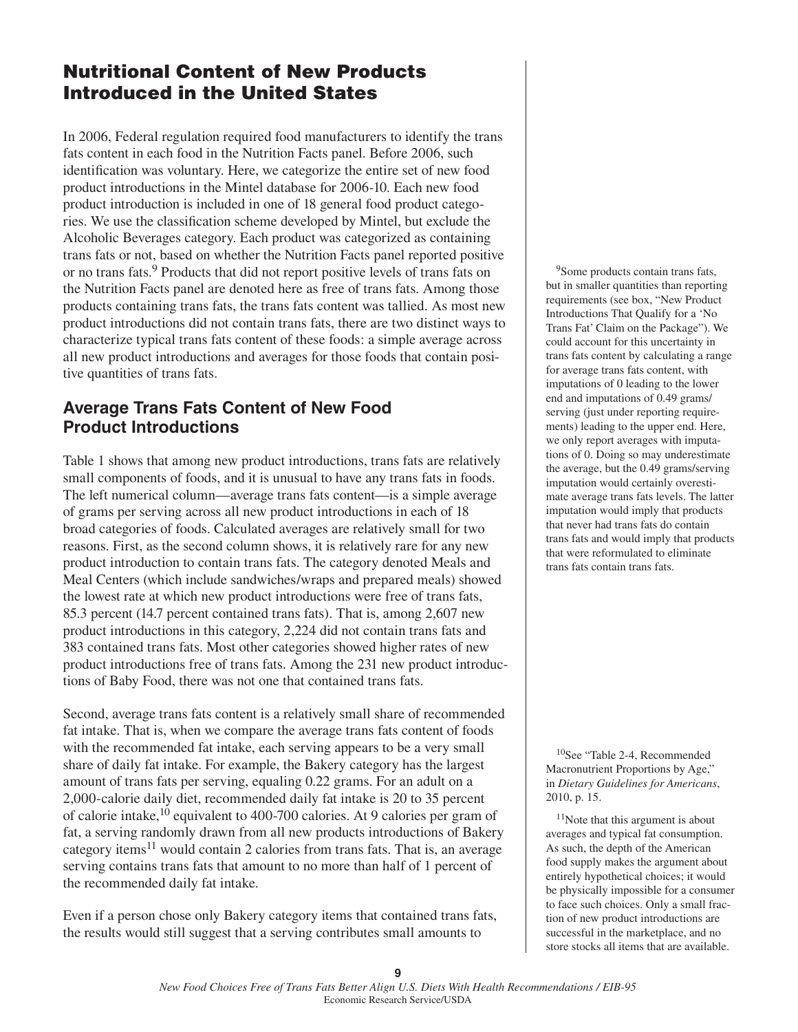# Nutritional Content of New Products Introduced in the United States

In 2006, Federal regulation required food manufacturers to identify the trans fats content in each food in the Nutrition Facts panel. Before 2006, such identification was voluntary. Here, we categorize the entire set of new food product introductions in the Mintel database for 2006-10. Each new food product introduction is included in one of 18 general food product categories. We use the classification scheme developed by Mintel, but exclude the Alcoholic Beverages category. Each product was categorized as containing trans fats or not, based on whether the Nutrition Facts panel reported positive or no trans fats.[9] Products that did not report positive levels of trans fats on the Nutrition Facts panel are denoted here as free of trans fats. Among those products containing trans fats, the trans fats content was tallied. As most new product introductions did not contain trans fats, there are two distinct ways to characterize typical trans fats content of these foods: a simple average across all new product introductions and averages for those foods that contain positive quantities of trans fats.

## Average Trans Fats Content of New Food Product Introductions

Table 1 shows that among new product introductions, trans fats are relatively small components of foods, and it is unusual to have any trans fats in foods. The left numerical column—average trans fats content—is a simple average of grams per serving across all new product introductions in each of 18 broad categories of foods. Calculated averages are relatively small for two reasons. First, as the second column shows, it is relatively rare for any new product introduction to contain trans fats. The category denoted Meals and Meal Centers (which include sandwiches/wraps and prepared meals) showed the lowest rate at which new product introductions were free of trans fats, 85.3 percent (14.7 percent contained trans fats). That is, among 2,607 new product introductions in this category, 2,224 did not contain trans fats and 383 contained trans fats. Most other categories showed higher rates of new product introductions free of trans fats. Among the 231 new product introductions of Baby Food, there was not one that contained trans fats.

Second, average trans fats content is a relatively small share of recommended fat intake. That is, when we compare the average trans fats content of foods with the recommended fat intake, each serving appears to be a very small share of daily fat intake. For example, the Bakery category has the largest amount of trans fats per serving, equaling 0.22 grams. For an adult on a 2,000-calorie daily diet, recommended daily fat intake is 20 to 35 percent of calorie intake,[10] equivalent to 400-700 calories. At 9 calories per gram of fat, a serving randomly drawn from all new products introductions of Bakery category items[11] would contain 2 calories from trans fats. That is, an average serving contains trans fats that amount to no more than half of 1 percent of the recommended daily fat intake.

Even if a person chose only Bakery category items that contained trans fats, the results would still suggest that a serving contributes small amounts to

[9] Some products contain trans fats, but in smaller quantities than reporting requirements (see box, "New Product Introductions That Qualify for a 'No Trans Fat' Claim on the Package"). We could account for this uncertainty in trans fats content by calculating a range for average trans fats content, with imputations of 0 leading to the lower end and imputations of 0.49 grams/serving (just under reporting requirements) leading to the upper end. Here, we only report averages with imputations of 0. Doing so may underestimate the average, but the 0.49 grams/serving imputation would certainly overestimate average trans fats levels. The latter imputation would imply that products that never had trans fats do contain trans fats and would imply that products that were reformulated to eliminate trans fats contain trans fats.

[10] See "Table 2-4, Recommended Macronutrient Proportions by Age," in *Dietary Guidelines for Americans*, 2010, p. 15.

[11] Note that this argument is about averages and typical fat consumption. As such, the depth of the American food supply makes the argument about entirely hypothetical choices; it would be physically impossible for a consumer to face such choices. Only a small fraction of new product introductions are successful in the marketplace, and no store stocks all items that are available.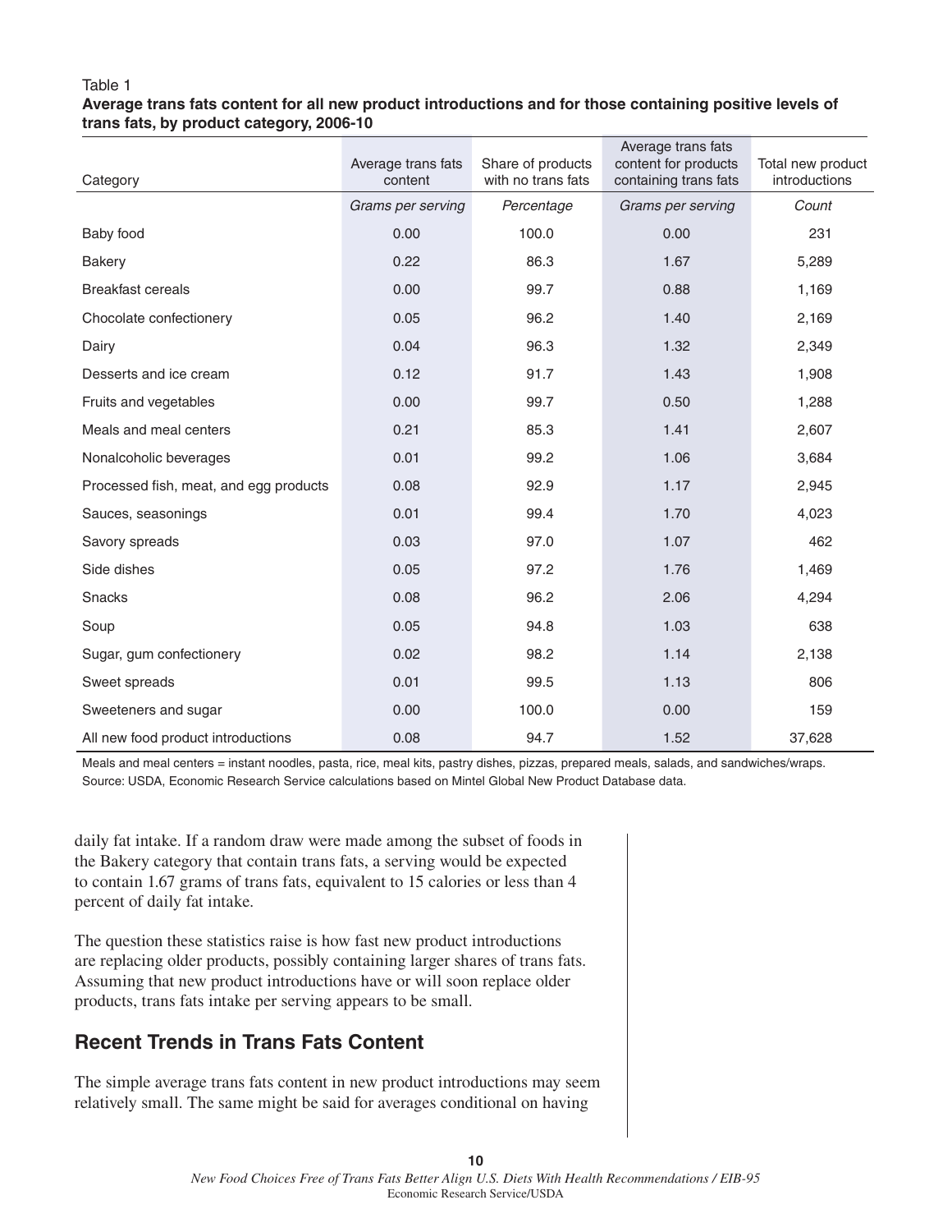Table 1
**Average trans fats content for all new product introductions and for those containing positive levels of trans fats, by product category, 2006-10**

| Category | Average trans fats content | Share of products with no trans fats | Average trans fats content for products containing trans fats | Total new product introductions |
|---|---|---|---|---|
| | *Grams per serving* | *Percentage* | *Grams per serving* | *Count* |
| Baby food | 0.00 | 100.0 | 0.00 | 231 |
| Bakery | 0.22 | 86.3 | 1.67 | 5,289 |
| Breakfast cereals | 0.00 | 99.7 | 0.88 | 1,169 |
| Chocolate confectionery | 0.05 | 96.2 | 1.40 | 2,169 |
| Dairy | 0.04 | 96.3 | 1.32 | 2,349 |
| Desserts and ice cream | 0.12 | 91.7 | 1.43 | 1,908 |
| Fruits and vegetables | 0.00 | 99.7 | 0.50 | 1,288 |
| Meals and meal centers | 0.21 | 85.3 | 1.41 | 2,607 |
| Nonalcoholic beverages | 0.01 | 99.2 | 1.06 | 3,684 |
| Processed fish, meat, and egg products | 0.08 | 92.9 | 1.17 | 2,945 |
| Sauces, seasonings | 0.01 | 99.4 | 1.70 | 4,023 |
| Savory spreads | 0.03 | 97.0 | 1.07 | 462 |
| Side dishes | 0.05 | 97.2 | 1.76 | 1,469 |
| Snacks | 0.08 | 96.2 | 2.06 | 4,294 |
| Soup | 0.05 | 94.8 | 1.03 | 638 |
| Sugar, gum confectionery | 0.02 | 98.2 | 1.14 | 2,138 |
| Sweet spreads | 0.01 | 99.5 | 1.13 | 806 |
| Sweeteners and sugar | 0.00 | 100.0 | 0.00 | 159 |
| All new food product introductions | 0.08 | 94.7 | 1.52 | 37,628 |

Meals and meal centers = instant noodles, pasta, rice, meal kits, pastry dishes, pizzas, prepared meals, salads, and sandwiches/wraps.
Source: USDA, Economic Research Service calculations based on Mintel Global New Product Database data.

daily fat intake. If a random draw were made among the subset of foods in the Bakery category that contain trans fats, a serving would be expected to contain 1.67 grams of trans fats, equivalent to 15 calories or less than 4 percent of daily fat intake.

The question these statistics raise is how fast new product introductions are replacing older products, possibly containing larger shares of trans fats. Assuming that new product introductions have or will soon replace older products, trans fats intake per serving appears to be small.

## Recent Trends in Trans Fats Content

The simple average trans fats content in new product introductions may seem relatively small. The same might be said for averages conditional on having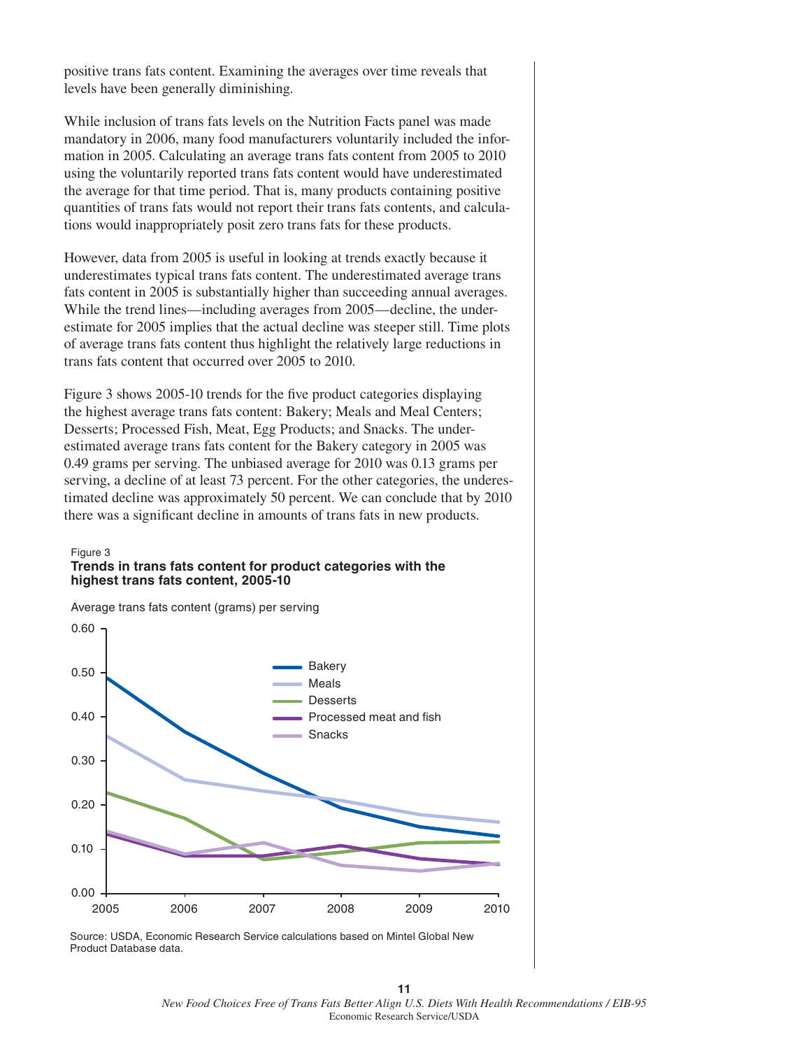positive trans fats content. Examining the averages over time reveals that levels have been generally diminishing.

While inclusion of trans fats levels on the Nutrition Facts panel was made mandatory in 2006, many food manufacturers voluntarily included the information in 2005. Calculating an average trans fats content from 2005 to 2010 using the voluntarily reported trans fats content would have underestimated the average for that time period. That is, many products containing positive quantities of trans fats would not report their trans fats contents, and calculations would inappropriately posit zero trans fats for these products.

However, data from 2005 is useful in looking at trends exactly because it underestimates typical trans fats content. The underestimated average trans fats content in 2005 is substantially higher than succeeding annual averages. While the trend lines—including averages from 2005—decline, the underestimate for 2005 implies that the actual decline was steeper still. Time plots of average trans fats content thus highlight the relatively large reductions in trans fats content that occurred over 2005 to 2010.

Figure 3 shows 2005-10 trends for the five product categories displaying the highest average trans fats content: Bakery; Meals and Meal Centers; Desserts; Processed Fish, Meat, Egg Products; and Snacks. The underestimated average trans fats content for the Bakery category in 2005 was 0.49 grams per serving. The unbiased average for 2010 was 0.13 grams per serving, a decline of at least 73 percent. For the other categories, the underestimated decline was approximately 50 percent. We can conclude that by 2010 there was a significant decline in amounts of trans fats in new products.

Figure 3
**Trends in trans fats content for product categories with the highest trans fats content, 2005-10**

Average trans fats content (grams) per serving

Legend: Bakery; Meals; Desserts; Processed meat and fish; Snacks

Y-axis: 0.00, 0.10, 0.20, 0.30, 0.40, 0.50, 0.60

X-axis: 2005, 2006, 2007, 2008, 2009, 2010

Source: USDA, Economic Research Service calculations based on Mintel Global New Product Database data.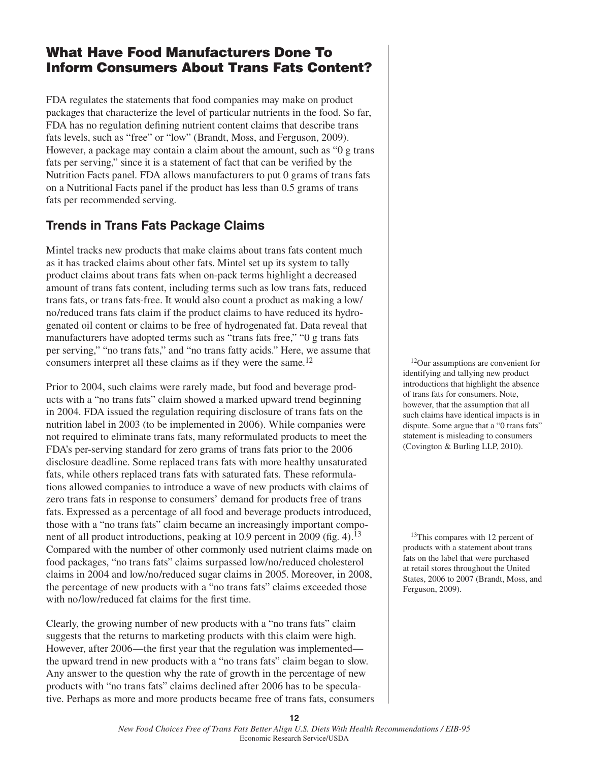## What Have Food Manufacturers Done To Inform Consumers About Trans Fats Content?

FDA regulates the statements that food companies may make on product packages that characterize the level of particular nutrients in the food. So far, FDA has no regulation defining nutrient content claims that describe trans fats levels, such as "free" or "low" (Brandt, Moss, and Ferguson, 2009). However, a package may contain a claim about the amount, such as "0 g trans fats per serving," since it is a statement of fact that can be verified by the Nutrition Facts panel. FDA allows manufacturers to put 0 grams of trans fats on a Nutritional Facts panel if the product has less than 0.5 grams of trans fats per recommended serving.

### Trends in Trans Fats Package Claims

Mintel tracks new products that make claims about trans fats content much as it has tracked claims about other fats. Mintel set up its system to tally product claims about trans fats when on-pack terms highlight a decreased amount of trans fats content, including terms such as low trans fats, reduced trans fats, or trans fats-free. It would also count a product as making a low/no/reduced trans fats claim if the product claims to have reduced its hydrogenated oil content or claims to be free of hydrogenated fat. Data reveal that manufacturers have adopted terms such as "trans fats free," "0 g trans fats per serving," "no trans fats," and "no trans fatty acids." Here, we assume that consumers interpret all these claims as if they were the same.[12]

Prior to 2004, such claims were rarely made, but food and beverage products with a "no trans fats" claim showed a marked upward trend beginning in 2004. FDA issued the regulation requiring disclosure of trans fats on the nutrition label in 2003 (to be implemented in 2006). While companies were not required to eliminate trans fats, many reformulated products to meet the FDA's per-serving standard for zero grams of trans fats prior to the 2006 disclosure deadline. Some replaced trans fats with more healthy unsaturated fats, while others replaced trans fats with saturated fats. These reformulations allowed companies to introduce a wave of new products with claims of zero trans fats in response to consumers' demand for products free of trans fats. Expressed as a percentage of all food and beverage products introduced, those with a "no trans fats" claim became an increasingly important component of all product introductions, peaking at 10.9 percent in 2009 (fig. 4).[13] Compared with the number of other commonly used nutrient claims made on food packages, "no trans fats" claims surpassed low/no/reduced cholesterol claims in 2004 and low/no/reduced sugar claims in 2005. Moreover, in 2008, the percentage of new products with a "no trans fats" claims exceeded those with no/low/reduced fat claims for the first time.

Clearly, the growing number of new products with a "no trans fats" claim suggests that the returns to marketing products with this claim were high. However, after 2006—the first year that the regulation was implemented—the upward trend in new products with a "no trans fats" claim began to slow. Any answer to the question why the rate of growth in the percentage of new products with "no trans fats" claims declined after 2006 has to be speculative. Perhaps as more and more products became free of trans fats, consumers

[12]Our assumptions are convenient for identifying and tallying new product introductions that highlight the absence of trans fats for consumers. Note, however, that the assumption that all such claims have identical impacts is in dispute. Some argue that a "0 trans fats" statement is misleading to consumers (Covington & Burling LLP, 2010).

[13]This compares with 12 percent of products with a statement about trans fats on the label that were purchased at retail stores throughout the United States, 2006 to 2007 (Brandt, Moss, and Ferguson, 2009).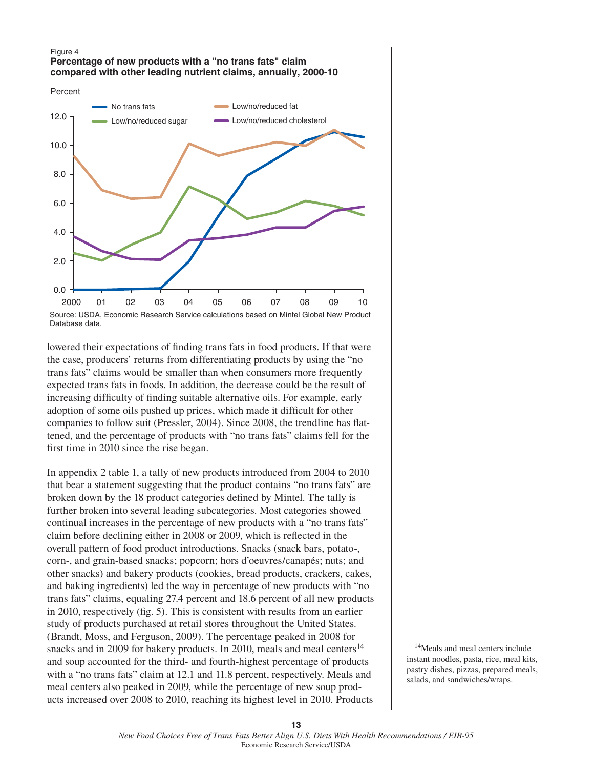Figure 4

**Percentage of new products with a "no trans fats" claim compared with other leading nutrient claims, annually, 2000-10**

Source: USDA, Economic Research Service calculations based on Mintel Global New Product Database data.

lowered their expectations of finding trans fats in food products. If that were the case, producers' returns from differentiating products by using the "no trans fats" claims would be smaller than when consumers more frequently expected trans fats in foods. In addition, the decrease could be the result of increasing difficulty of finding suitable alternative oils. For example, early adoption of some oils pushed up prices, which made it difficult for other companies to follow suit (Pressler, 2004). Since 2008, the trendline has flattened, and the percentage of products with "no trans fats" claims fell for the first time in 2010 since the rise began.

In appendix 2 table 1, a tally of new products introduced from 2004 to 2010 that bear a statement suggesting that the product contains "no trans fats" are broken down by the 18 product categories defined by Mintel. The tally is further broken into several leading subcategories. Most categories showed continual increases in the percentage of new products with a "no trans fats" claim before declining either in 2008 or 2009, which is reflected in the overall pattern of food product introductions. Snacks (snack bars, potato-, corn-, and grain-based snacks; popcorn; hors d'oeuvres/canapés; nuts; and other snacks) and bakery products (cookies, bread products, crackers, cakes, and baking ingredients) led the way in percentage of new products with "no trans fats" claims, equaling 27.4 percent and 18.6 percent of all new products in 2010, respectively (fig. 5). This is consistent with results from an earlier study of products purchased at retail stores throughout the United States. (Brandt, Moss, and Ferguson, 2009). The percentage peaked in 2008 for snacks and in 2009 for bakery products. In 2010, meals and meal centers[14] and soup accounted for the third- and fourth-highest percentage of products with a "no trans fats" claim at 12.1 and 11.8 percent, respectively. Meals and meal centers also peaked in 2009, while the percentage of new soup products increased over 2008 to 2010, reaching its highest level in 2010. Products

[14]Meals and meal centers include instant noodles, pasta, rice, meal kits, pastry dishes, pizzas, prepared meals, salads, and sandwiches/wraps.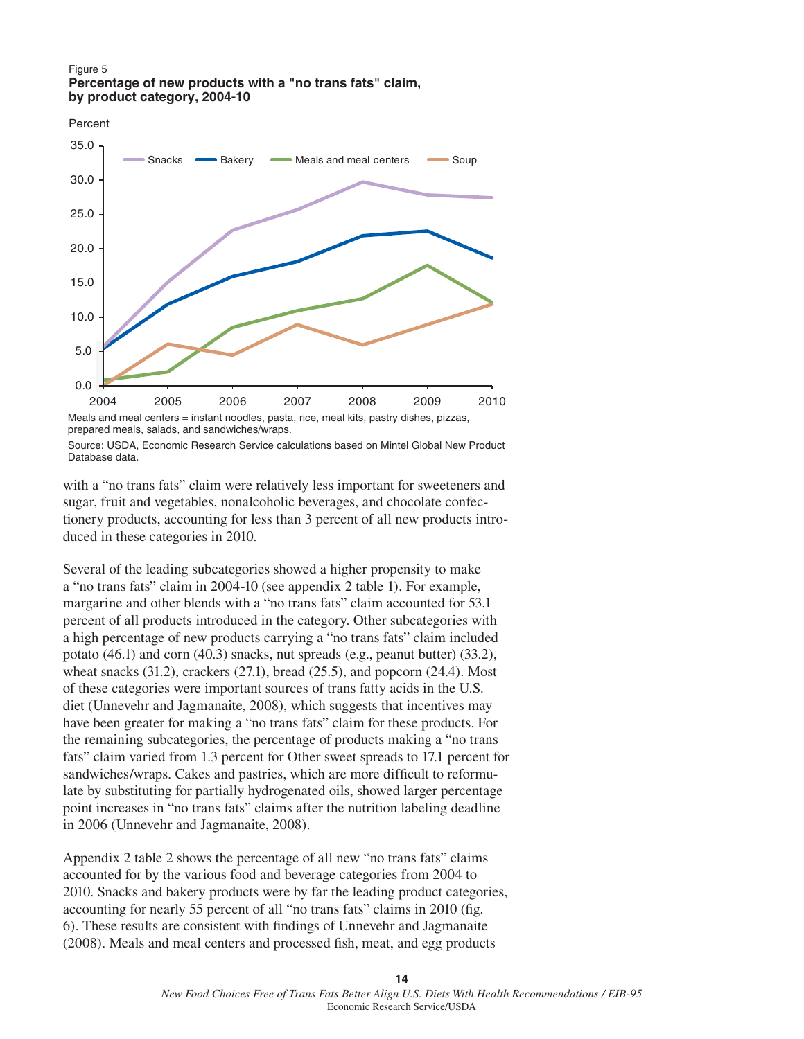Figure 5
**Percentage of new products with a "no trans fats" claim, by product category, 2004-10**

Meals and meal centers = instant noodles, pasta, rice, meal kits, pastry dishes, pizzas, prepared meals, salads, and sandwiches/wraps.

Source: USDA, Economic Research Service calculations based on Mintel Global New Product Database data.

with a "no trans fats" claim were relatively less important for sweeteners and sugar, fruit and vegetables, nonalcoholic beverages, and chocolate confectionery products, accounting for less than 3 percent of all new products introduced in these categories in 2010.

Several of the leading subcategories showed a higher propensity to make a "no trans fats" claim in 2004-10 (see appendix 2 table 1). For example, margarine and other blends with a "no trans fats" claim accounted for 53.1 percent of all products introduced in the category. Other subcategories with a high percentage of new products carrying a "no trans fats" claim included potato (46.1) and corn (40.3) snacks, nut spreads (e.g., peanut butter) (33.2), wheat snacks (31.2), crackers (27.1), bread (25.5), and popcorn (24.4). Most of these categories were important sources of trans fatty acids in the U.S. diet (Unnevehr and Jagmanaite, 2008), which suggests that incentives may have been greater for making a "no trans fats" claim for these products. For the remaining subcategories, the percentage of products making a "no trans fats" claim varied from 1.3 percent for Other sweet spreads to 17.1 percent for sandwiches/wraps. Cakes and pastries, which are more difficult to reformulate by substituting for partially hydrogenated oils, showed larger percentage point increases in "no trans fats" claims after the nutrition labeling deadline in 2006 (Unnevehr and Jagmanaite, 2008).

Appendix 2 table 2 shows the percentage of all new "no trans fats" claims accounted for by the various food and beverage categories from 2004 to 2010. Snacks and bakery products were by far the leading product categories, accounting for nearly 55 percent of all "no trans fats" claims in 2010 (fig. 6). These results are consistent with findings of Unnevehr and Jagmanaite (2008). Meals and meal centers and processed fish, meat, and egg products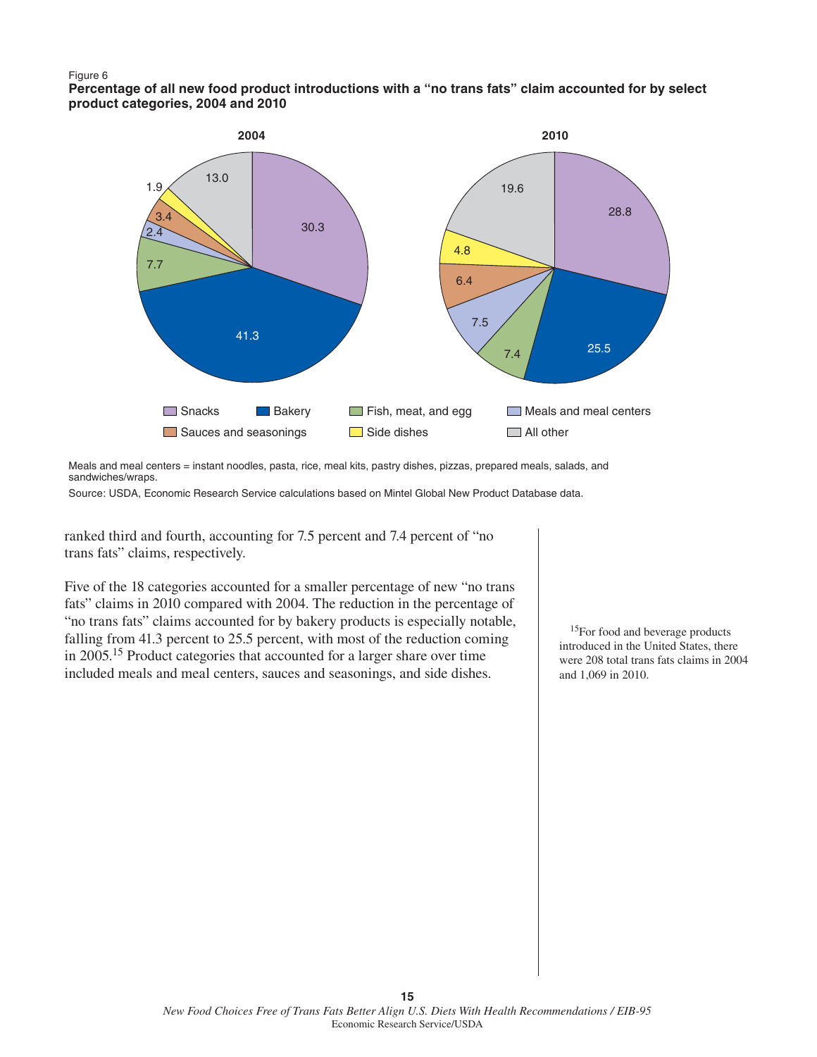Figure 6

**Percentage of all new food product introductions with a "no trans fats" claim accounted for by select product categories, 2004 and 2010**

| Category | 2004 | 2010 |
| --- | --- | --- |
| Snacks | 30.3 | 28.8 |
| Bakery | 41.3 | 25.5 |
| Fish, meat, and egg | 7.7 | 7.4 |
| Meals and meal centers | 2.4 | 7.5 |
| Sauces and seasonings | 3.4 | 6.4 |
| Side dishes | 1.9 | 4.8 |
| All other | 13.0 | 19.6 |

Meals and meal centers = instant noodles, pasta, rice, meal kits, pastry dishes, pizzas, prepared meals, salads, and sandwiches/wraps.

Source: USDA, Economic Research Service calculations based on Mintel Global New Product Database data.

ranked third and fourth, accounting for 7.5 percent and 7.4 percent of "no trans fats" claims, respectively.

Five of the 18 categories accounted for a smaller percentage of new "no trans fats" claims in 2010 compared with 2004. The reduction in the percentage of "no trans fats" claims accounted for by bakery products is especially notable, falling from 41.3 percent to 25.5 percent, with most of the reduction coming in 2005.[15] Product categories that accounted for a larger share over time included meals and meal centers, sauces and seasonings, and side dishes.

[15]For food and beverage products introduced in the United States, there were 208 total trans fats claims in 2004 and 1,069 in 2010.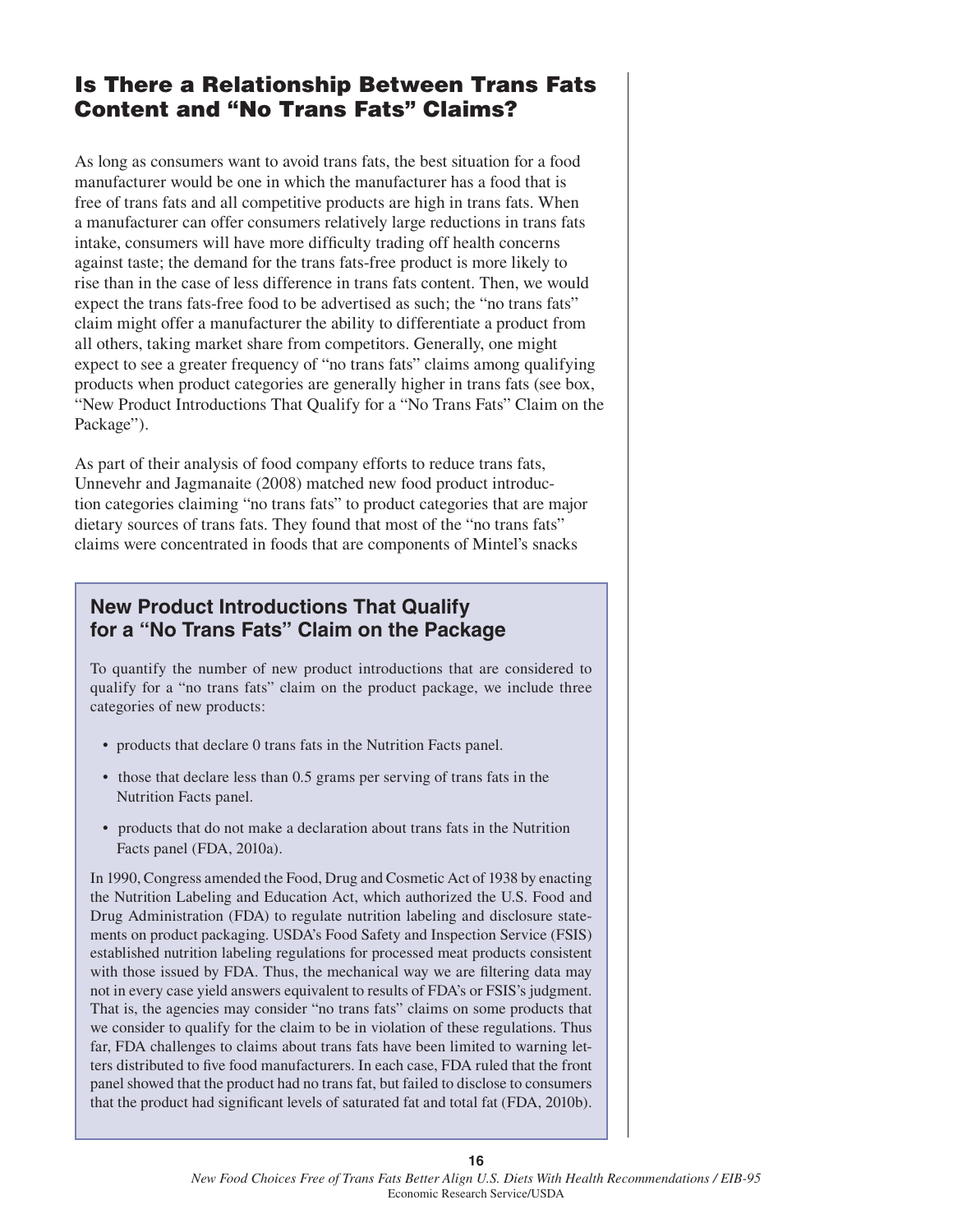## Is There a Relationship Between Trans Fats Content and "No Trans Fats" Claims?

As long as consumers want to avoid trans fats, the best situation for a food manufacturer would be one in which the manufacturer has a food that is free of trans fats and all competitive products are high in trans fats. When a manufacturer can offer consumers relatively large reductions in trans fats intake, consumers will have more difficulty trading off health concerns against taste; the demand for the trans fats-free product is more likely to rise than in the case of less difference in trans fats content. Then, we would expect the trans fats-free food to be advertised as such; the "no trans fats" claim might offer a manufacturer the ability to differentiate a product from all others, taking market share from competitors. Generally, one might expect to see a greater frequency of "no trans fats" claims among qualifying products when product categories are generally higher in trans fats (see box, "New Product Introductions That Qualify for a "No Trans Fats" Claim on the Package").

As part of their analysis of food company efforts to reduce trans fats, Unnevehr and Jagmanaite (2008) matched new food product introduction categories claiming "no trans fats" to product categories that are major dietary sources of trans fats. They found that most of the "no trans fats" claims were concentrated in foods that are components of Mintel's snacks

### New Product Introductions That Qualify for a "No Trans Fats" Claim on the Package

To quantify the number of new product introductions that are considered to qualify for a "no trans fats" claim on the product package, we include three categories of new products:

- products that declare 0 trans fats in the Nutrition Facts panel.
- those that declare less than 0.5 grams per serving of trans fats in the Nutrition Facts panel.
- products that do not make a declaration about trans fats in the Nutrition Facts panel (FDA, 2010a).

In 1990, Congress amended the Food, Drug and Cosmetic Act of 1938 by enacting the Nutrition Labeling and Education Act, which authorized the U.S. Food and Drug Administration (FDA) to regulate nutrition labeling and disclosure statements on product packaging. USDA's Food Safety and Inspection Service (FSIS) established nutrition labeling regulations for processed meat products consistent with those issued by FDA. Thus, the mechanical way we are filtering data may not in every case yield answers equivalent to results of FDA's or FSIS's judgment. That is, the agencies may consider "no trans fats" claims on some products that we consider to qualify for the claim to be in violation of these regulations. Thus far, FDA challenges to claims about trans fats have been limited to warning letters distributed to five food manufacturers. In each case, FDA ruled that the front panel showed that the product had no trans fat, but failed to disclose to consumers that the product had significant levels of saturated fat and total fat (FDA, 2010b).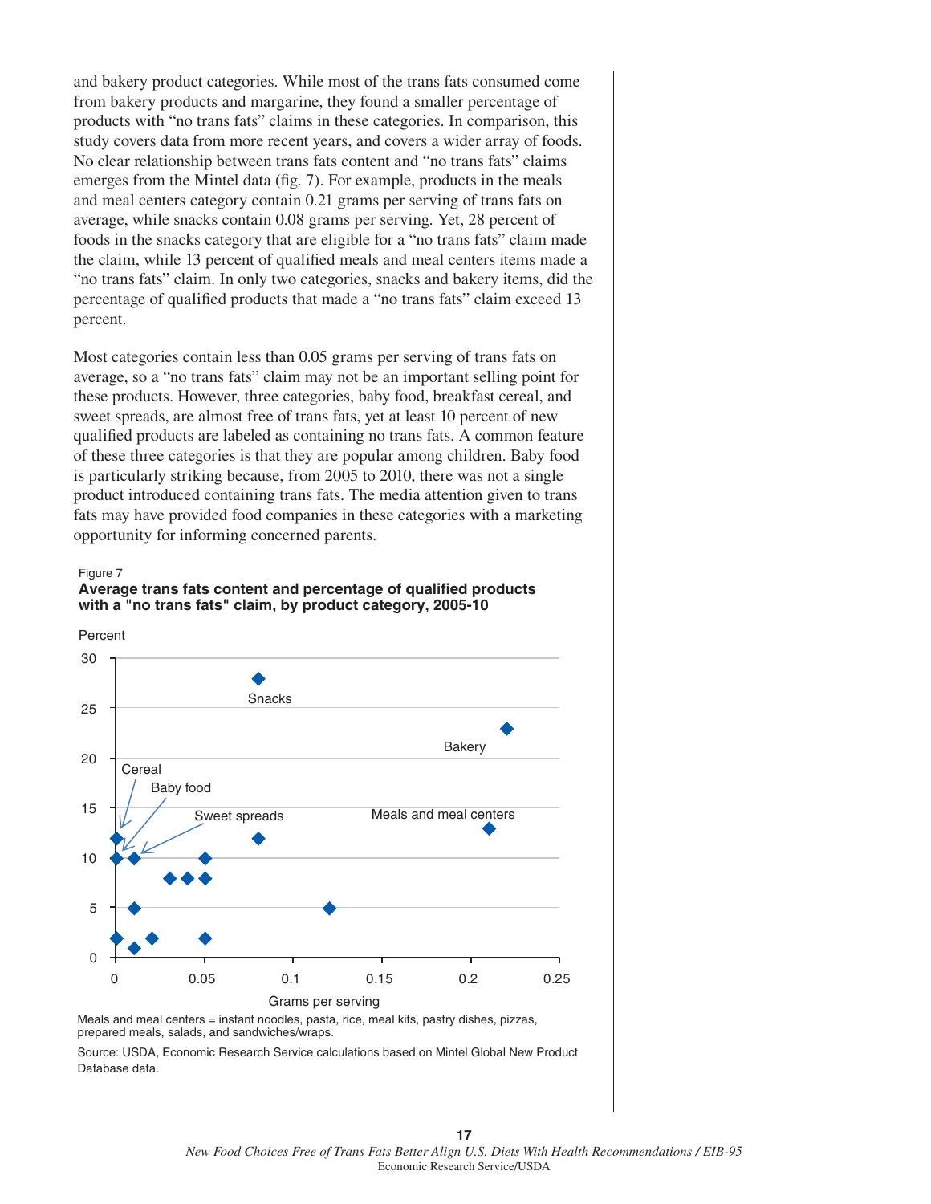and bakery product categories. While most of the trans fats consumed come from bakery products and margarine, they found a smaller percentage of products with "no trans fats" claims in these categories. In comparison, this study covers data from more recent years, and covers a wider array of foods. No clear relationship between trans fats content and "no trans fats" claims emerges from the Mintel data (fig. 7). For example, products in the meals and meal centers category contain 0.21 grams per serving of trans fats on average, while snacks contain 0.08 grams per serving. Yet, 28 percent of foods in the snacks category that are eligible for a "no trans fats" claim made the claim, while 13 percent of qualified meals and meal centers items made a "no trans fats" claim. In only two categories, snacks and bakery items, did the percentage of qualified products that made a "no trans fats" claim exceed 13 percent.

Most categories contain less than 0.05 grams per serving of trans fats on average, so a "no trans fats" claim may not be an important selling point for these products. However, three categories, baby food, breakfast cereal, and sweet spreads, are almost free of trans fats, yet at least 10 percent of new qualified products are labeled as containing no trans fats. A common feature of these three categories is that they are popular among children. Baby food is particularly striking because, from 2005 to 2010, there was not a single product introduced containing trans fats. The media attention given to trans fats may have provided food companies in these categories with a marketing opportunity for informing concerned parents.

Figure 7

**Average trans fats content and percentage of qualified products with a "no trans fats" claim, by product category, 2005-10**

Meals and meal centers = instant noodles, pasta, rice, meal kits, pastry dishes, pizzas, prepared meals, salads, and sandwiches/wraps.

Source: USDA, Economic Research Service calculations based on Mintel Global New Product Database data.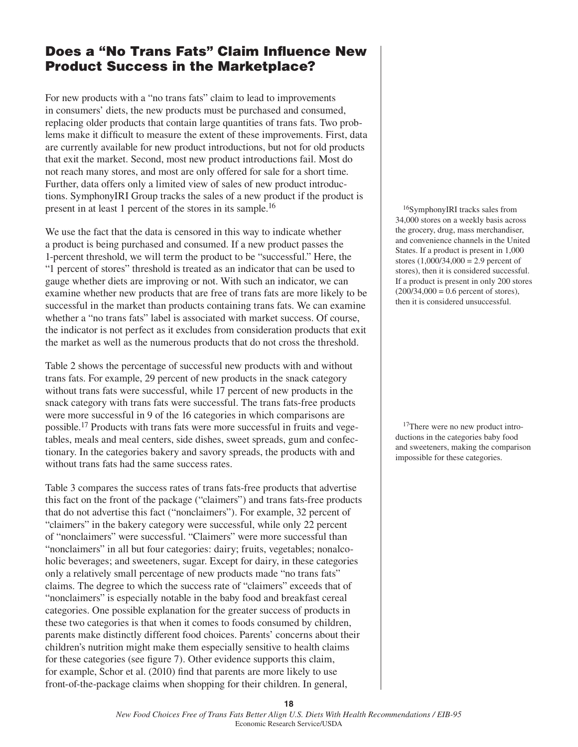## Does a "No Trans Fats" Claim Influence New Product Success in the Marketplace?

For new products with a "no trans fats" claim to lead to improvements in consumers' diets, the new products must be purchased and consumed, replacing older products that contain large quantities of trans fats. Two problems make it difficult to measure the extent of these improvements. First, data are currently available for new product introductions, but not for old products that exit the market. Second, most new product introductions fail. Most do not reach many stores, and most are only offered for sale for a short time. Further, data offers only a limited view of sales of new product introductions. SymphonyIRI Group tracks the sales of a new product if the product is present in at least 1 percent of the stores in its sample.[16]

We use the fact that the data is censored in this way to indicate whether a product is being purchased and consumed. If a new product passes the 1-percent threshold, we will term the product to be "successful." Here, the "1 percent of stores" threshold is treated as an indicator that can be used to gauge whether diets are improving or not. With such an indicator, we can examine whether new products that are free of trans fats are more likely to be successful in the market than products containing trans fats. We can examine whether a "no trans fats" label is associated with market success. Of course, the indicator is not perfect as it excludes from consideration products that exit the market as well as the numerous products that do not cross the threshold.

Table 2 shows the percentage of successful new products with and without trans fats. For example, 29 percent of new products in the snack category without trans fats were successful, while 17 percent of new products in the snack category with trans fats were successful. The trans fats-free products were more successful in 9 of the 16 categories in which comparisons are possible.[17] Products with trans fats were more successful in fruits and vegetables, meals and meal centers, side dishes, sweet spreads, gum and confectionary. In the categories bakery and savory spreads, the products with and without trans fats had the same success rates.

Table 3 compares the success rates of trans fats-free products that advertise this fact on the front of the package ("claimers") and trans fats-free products that do not advertise this fact ("nonclaimers"). For example, 32 percent of "claimers" in the bakery category were successful, while only 22 percent of "nonclaimers" were successful. "Claimers" were more successful than "nonclaimers" in all but four categories: dairy; fruits, vegetables; nonalcoholic beverages; and sweeteners, sugar. Except for dairy, in these categories only a relatively small percentage of new products made "no trans fats" claims. The degree to which the success rate of "claimers" exceeds that of "nonclaimers" is especially notable in the baby food and breakfast cereal categories. One possible explanation for the greater success of products in these two categories is that when it comes to foods consumed by children, parents make distinctly different food choices. Parents' concerns about their children's nutrition might make them especially sensitive to health claims for these categories (see figure 7). Other evidence supports this claim, for example, Schor et al. (2010) find that parents are more likely to use front-of-the-package claims when shopping for their children. In general,

[16] SymphonyIRI tracks sales from 34,000 stores on a weekly basis across the grocery, drug, mass merchandiser, and convenience channels in the United States. If a product is present in 1,000 stores (1,000/34,000 = 2.9 percent of stores), then it is considered successful. If a product is present in only 200 stores (200/34,000 = 0.6 percent of stores), then it is considered unsuccessful.

[17] There were no new product introductions in the categories baby food and sweeteners, making the comparison impossible for these categories.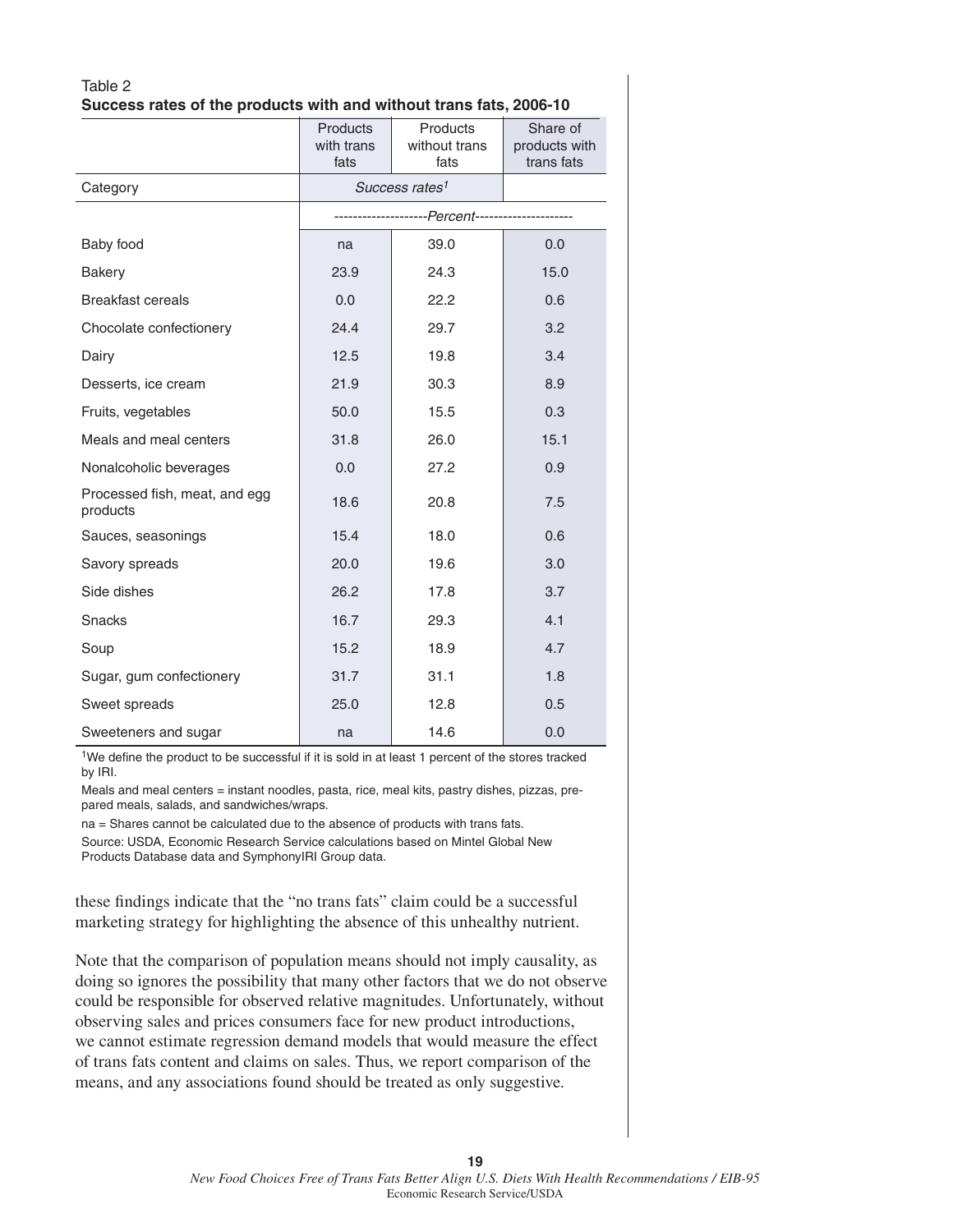Table 2

**Success rates of the products with and without trans fats, 2006-10**

| Category | Products with trans fats | Products without trans fats | Share of products with trans fats |
|---|---|---|---|
| | *Success rates*[1] | | |
| | ---Percent--- | | |
| Baby food | na | 39.0 | 0.0 |
| Bakery | 23.9 | 24.3 | 15.0 |
| Breakfast cereals | 0.0 | 22.2 | 0.6 |
| Chocolate confectionery | 24.4 | 29.7 | 3.2 |
| Dairy | 12.5 | 19.8 | 3.4 |
| Desserts, ice cream | 21.9 | 30.3 | 8.9 |
| Fruits, vegetables | 50.0 | 15.5 | 0.3 |
| Meals and meal centers | 31.8 | 26.0 | 15.1 |
| Nonalcoholic beverages | 0.0 | 27.2 | 0.9 |
| Processed fish, meat, and egg products | 18.6 | 20.8 | 7.5 |
| Sauces, seasonings | 15.4 | 18.0 | 0.6 |
| Savory spreads | 20.0 | 19.6 | 3.0 |
| Side dishes | 26.2 | 17.8 | 3.7 |
| Snacks | 16.7 | 29.3 | 4.1 |
| Soup | 15.2 | 18.9 | 4.7 |
| Sugar, gum confectionery | 31.7 | 31.1 | 1.8 |
| Sweet spreads | 25.0 | 12.8 | 0.5 |
| Sweeteners and sugar | na | 14.6 | 0.0 |

[1]We define the product to be successful if it is sold in at least 1 percent of the stores tracked by IRI.

Meals and meal centers = instant noodles, pasta, rice, meal kits, pastry dishes, pizzas, prepared meals, salads, and sandwiches/wraps.

na = Shares cannot be calculated due to the absence of products with trans fats.

Source: USDA, Economic Research Service calculations based on Mintel Global New Products Database data and SymphonyIRI Group data.

these findings indicate that the "no trans fats" claim could be a successful marketing strategy for highlighting the absence of this unhealthy nutrient.

Note that the comparison of population means should not imply causality, as doing so ignores the possibility that many other factors that we do not observe could be responsible for observed relative magnitudes. Unfortunately, without observing sales and prices consumers face for new product introductions, we cannot estimate regression demand models that would measure the effect of trans fats content and claims on sales. Thus, we report comparison of the means, and any associations found should be treated as only suggestive.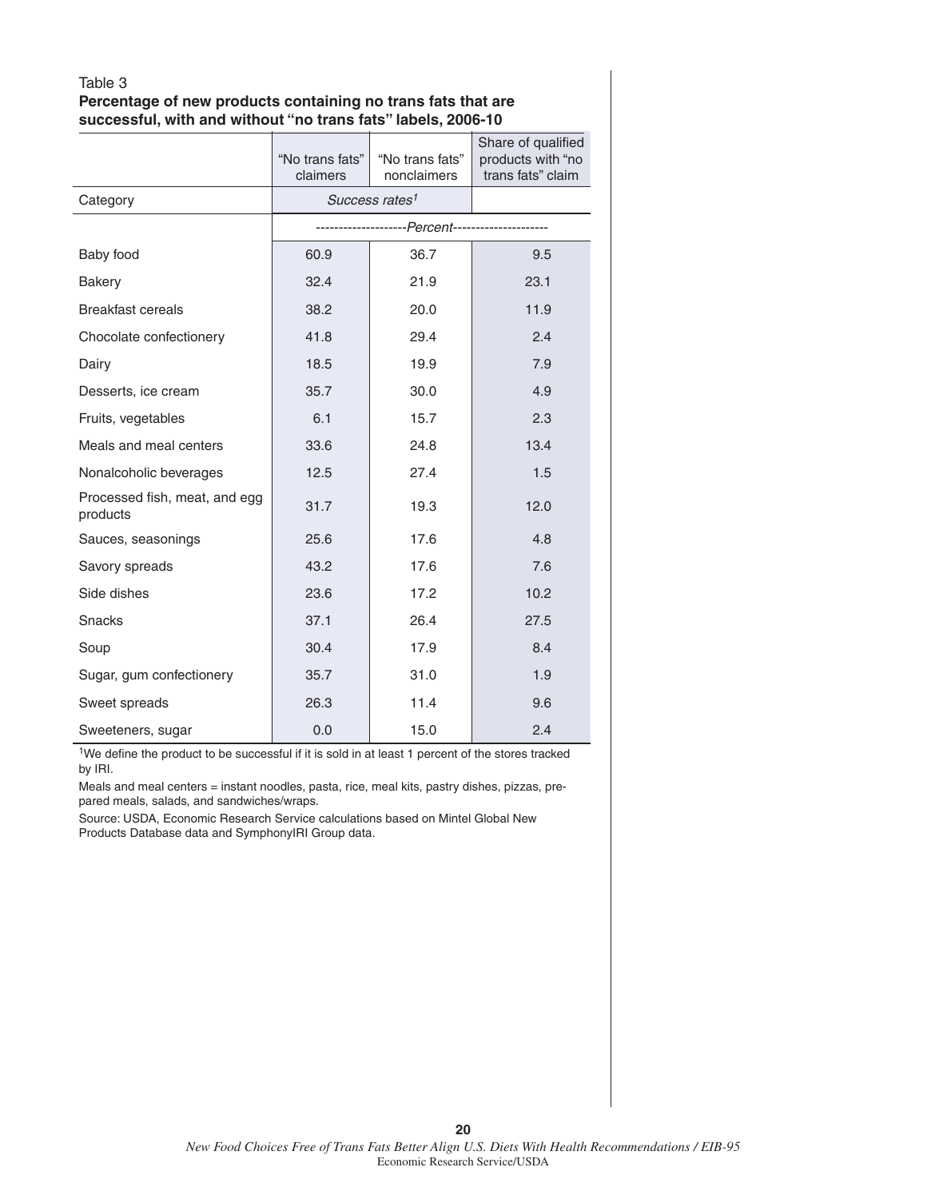Table 3

**Percentage of new products containing no trans fats that are successful, with and without "no trans fats" labels, 2006-10**

| | "No trans fats" claimers | "No trans fats" nonclaimers | Share of qualified products with "no trans fats" claim |
|---|---|---|---|
| Category | *Success rates*[1] | | |
| | --------------------*Percent*-------------------- | | |
| Baby food | 60.9 | 36.7 | 9.5 |
| Bakery | 32.4 | 21.9 | 23.1 |
| Breakfast cereals | 38.2 | 20.0 | 11.9 |
| Chocolate confectionery | 41.8 | 29.4 | 2.4 |
| Dairy | 18.5 | 19.9 | 7.9 |
| Desserts, ice cream | 35.7 | 30.0 | 4.9 |
| Fruits, vegetables | 6.1 | 15.7 | 2.3 |
| Meals and meal centers | 33.6 | 24.8 | 13.4 |
| Nonalcoholic beverages | 12.5 | 27.4 | 1.5 |
| Processed fish, meat, and egg products | 31.7 | 19.3 | 12.0 |
| Sauces, seasonings | 25.6 | 17.6 | 4.8 |
| Savory spreads | 43.2 | 17.6 | 7.6 |
| Side dishes | 23.6 | 17.2 | 10.2 |
| Snacks | 37.1 | 26.4 | 27.5 |
| Soup | 30.4 | 17.9 | 8.4 |
| Sugar, gum confectionery | 35.7 | 31.0 | 1.9 |
| Sweet spreads | 26.3 | 11.4 | 9.6 |
| Sweeteners, sugar | 0.0 | 15.0 | 2.4 |

[1]We define the product to be successful if it is sold in at least 1 percent of the stores tracked by IRI.

Meals and meal centers = instant noodles, pasta, rice, meal kits, pastry dishes, pizzas, prepared meals, salads, and sandwiches/wraps.

Source: USDA, Economic Research Service calculations based on Mintel Global New Products Database data and SymphonyIRI Group data.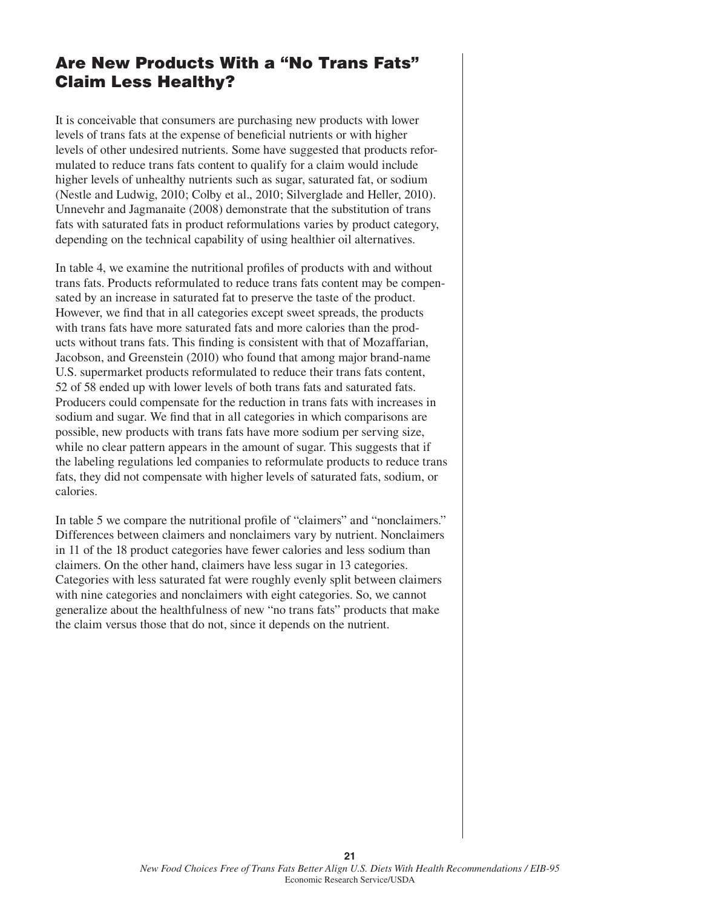## Are New Products With a "No Trans Fats" Claim Less Healthy?

It is conceivable that consumers are purchasing new products with lower levels of trans fats at the expense of beneficial nutrients or with higher levels of other undesired nutrients. Some have suggested that products reformulated to reduce trans fats content to qualify for a claim would include higher levels of unhealthy nutrients such as sugar, saturated fat, or sodium (Nestle and Ludwig, 2010; Colby et al., 2010; Silverglade and Heller, 2010). Unnevehr and Jagmanaite (2008) demonstrate that the substitution of trans fats with saturated fats in product reformulations varies by product category, depending on the technical capability of using healthier oil alternatives.

In table 4, we examine the nutritional profiles of products with and without trans fats. Products reformulated to reduce trans fats content may be compensated by an increase in saturated fat to preserve the taste of the product. However, we find that in all categories except sweet spreads, the products with trans fats have more saturated fats and more calories than the products without trans fats. This finding is consistent with that of Mozaffarian, Jacobson, and Greenstein (2010) who found that among major brand-name U.S. supermarket products reformulated to reduce their trans fats content, 52 of 58 ended up with lower levels of both trans fats and saturated fats. Producers could compensate for the reduction in trans fats with increases in sodium and sugar. We find that in all categories in which comparisons are possible, new products with trans fats have more sodium per serving size, while no clear pattern appears in the amount of sugar. This suggests that if the labeling regulations led companies to reformulate products to reduce trans fats, they did not compensate with higher levels of saturated fats, sodium, or calories.

In table 5 we compare the nutritional profile of "claimers" and "nonclaimers." Differences between claimers and nonclaimers vary by nutrient. Nonclaimers in 11 of the 18 product categories have fewer calories and less sodium than claimers. On the other hand, claimers have less sugar in 13 categories. Categories with less saturated fat were roughly evenly split between claimers with nine categories and nonclaimers with eight categories. So, we cannot generalize about the healthfulness of new "no trans fats" products that make the claim versus those that do not, since it depends on the nutrient.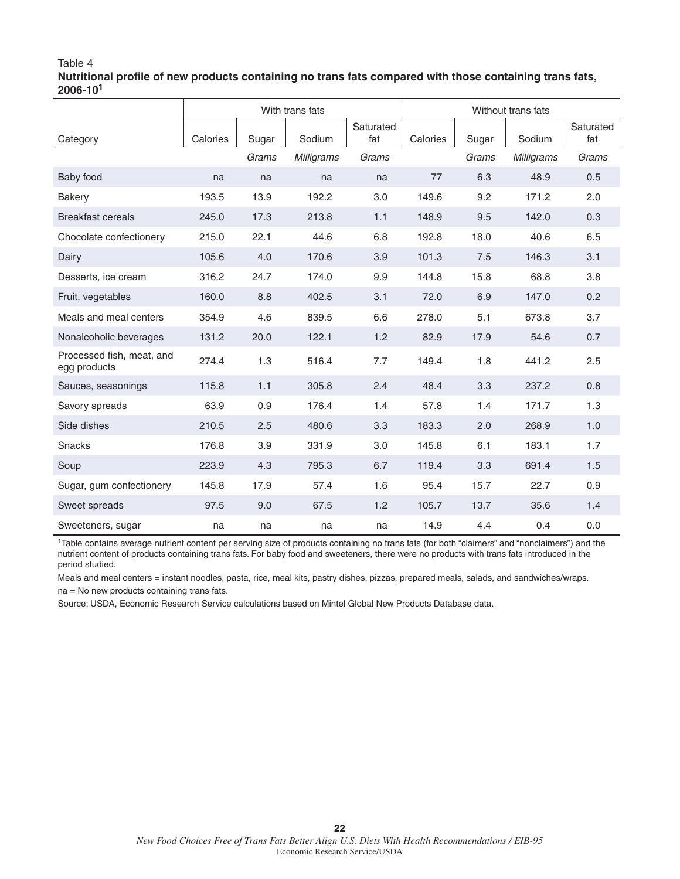Table 4

**Nutritional profile of new products containing no trans fats compared with those containing trans fats, 2006-10[1]**

| Category | With trans fats | | | | Without trans fats | | | |
|---|---|---|---|---|---|---|---|---|
| | Calories | Sugar | Sodium | Saturated fat | Calories | Sugar | Sodium | Saturated fat |
| | | *Grams* | *Milligrams* | *Grams* | | *Grams* | *Milligrams* | *Grams* |
| Baby food | na | na | na | na | 77 | 6.3 | 48.9 | 0.5 |
| Bakery | 193.5 | 13.9 | 192.2 | 3.0 | 149.6 | 9.2 | 171.2 | 2.0 |
| Breakfast cereals | 245.0 | 17.3 | 213.8 | 1.1 | 148.9 | 9.5 | 142.0 | 0.3 |
| Chocolate confectionery | 215.0 | 22.1 | 44.6 | 6.8 | 192.8 | 18.0 | 40.6 | 6.5 |
| Dairy | 105.6 | 4.0 | 170.6 | 3.9 | 101.3 | 7.5 | 146.3 | 3.1 |
| Desserts, ice cream | 316.2 | 24.7 | 174.0 | 9.9 | 144.8 | 15.8 | 68.8 | 3.8 |
| Fruit, vegetables | 160.0 | 8.8 | 402.5 | 3.1 | 72.0 | 6.9 | 147.0 | 0.2 |
| Meals and meal centers | 354.9 | 4.6 | 839.5 | 6.6 | 278.0 | 5.1 | 673.8 | 3.7 |
| Nonalcoholic beverages | 131.2 | 20.0 | 122.1 | 1.2 | 82.9 | 17.9 | 54.6 | 0.7 |
| Processed fish, meat, and egg products | 274.4 | 1.3 | 516.4 | 7.7 | 149.4 | 1.8 | 441.2 | 2.5 |
| Sauces, seasonings | 115.8 | 1.1 | 305.8 | 2.4 | 48.4 | 3.3 | 237.2 | 0.8 |
| Savory spreads | 63.9 | 0.9 | 176.4 | 1.4 | 57.8 | 1.4 | 171.7 | 1.3 |
| Side dishes | 210.5 | 2.5 | 480.6 | 3.3 | 183.3 | 2.0 | 268.9 | 1.0 |
| Snacks | 176.8 | 3.9 | 331.9 | 3.0 | 145.8 | 6.1 | 183.1 | 1.7 |
| Soup | 223.9 | 4.3 | 795.3 | 6.7 | 119.4 | 3.3 | 691.4 | 1.5 |
| Sugar, gum confectionery | 145.8 | 17.9 | 57.4 | 1.6 | 95.4 | 15.7 | 22.7 | 0.9 |
| Sweet spreads | 97.5 | 9.0 | 67.5 | 1.2 | 105.7 | 13.7 | 35.6 | 1.4 |
| Sweeteners, sugar | na | na | na | na | 14.9 | 4.4 | 0.4 | 0.0 |

[1]Table contains average nutrient content per serving size of products containing no trans fats (for both "claimers" and "nonclaimers") and the nutrient content of products containing trans fats. For baby food and sweeteners, there were no products with trans fats introduced in the period studied.

Meals and meal centers = instant noodles, pasta, rice, meal kits, pastry dishes, pizzas, prepared meals, salads, and sandwiches/wraps.

na = No new products containing trans fats.

Source: USDA, Economic Research Service calculations based on Mintel Global New Products Database data.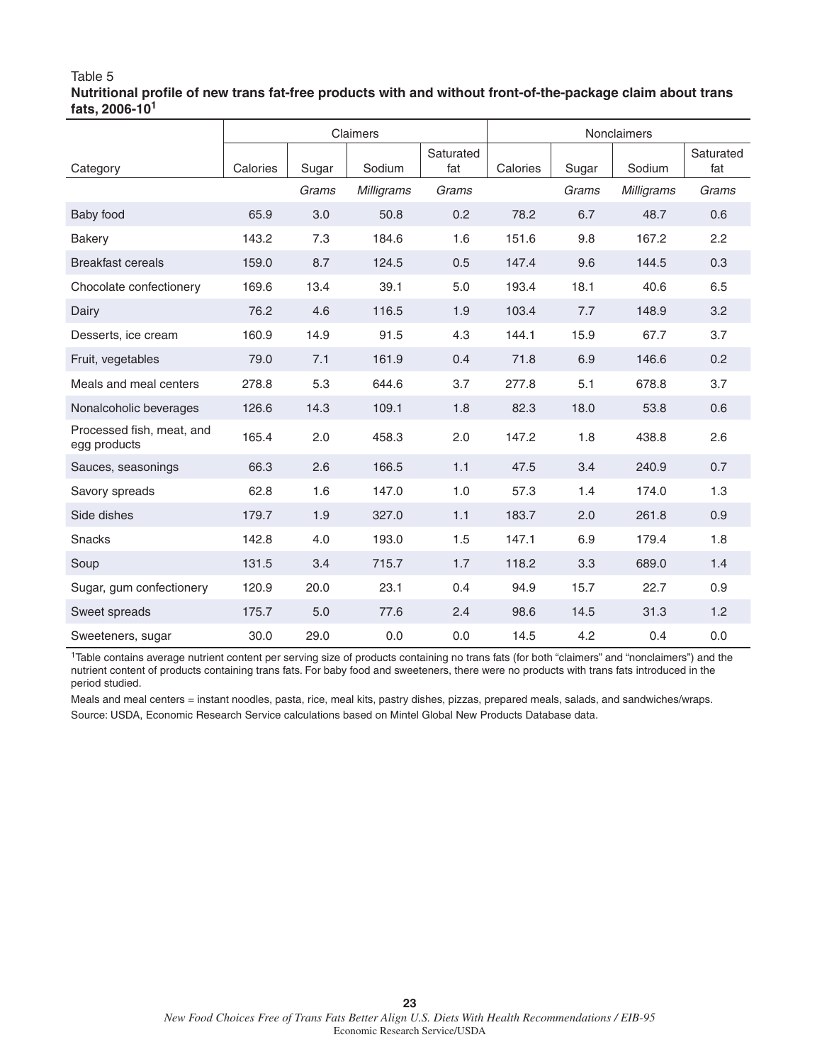Table 5

**Nutritional profile of new trans fat-free products with and without front-of-the-package claim about trans fats, 2006-10[1]**

| Category | Claimers | | | | Nonclaimers | | | |
|---|---|---|---|---|---|---|---|---|
| | Calories | Sugar | Sodium | Saturated fat | Calories | Sugar | Sodium | Saturated fat |
| | | *Grams* | *Milligrams* | *Grams* | | *Grams* | *Milligrams* | *Grams* |
| Baby food | 65.9 | 3.0 | 50.8 | 0.2 | 78.2 | 6.7 | 48.7 | 0.6 |
| Bakery | 143.2 | 7.3 | 184.6 | 1.6 | 151.6 | 9.8 | 167.2 | 2.2 |
| Breakfast cereals | 159.0 | 8.7 | 124.5 | 0.5 | 147.4 | 9.6 | 144.5 | 0.3 |
| Chocolate confectionery | 169.6 | 13.4 | 39.1 | 5.0 | 193.4 | 18.1 | 40.6 | 6.5 |
| Dairy | 76.2 | 4.6 | 116.5 | 1.9 | 103.4 | 7.7 | 148.9 | 3.2 |
| Desserts, ice cream | 160.9 | 14.9 | 91.5 | 4.3 | 144.1 | 15.9 | 67.7 | 3.7 |
| Fruit, vegetables | 79.0 | 7.1 | 161.9 | 0.4 | 71.8 | 6.9 | 146.6 | 0.2 |
| Meals and meal centers | 278.8 | 5.3 | 644.6 | 3.7 | 277.8 | 5.1 | 678.8 | 3.7 |
| Nonalcoholic beverages | 126.6 | 14.3 | 109.1 | 1.8 | 82.3 | 18.0 | 53.8 | 0.6 |
| Processed fish, meat, and egg products | 165.4 | 2.0 | 458.3 | 2.0 | 147.2 | 1.8 | 438.8 | 2.6 |
| Sauces, seasonings | 66.3 | 2.6 | 166.5 | 1.1 | 47.5 | 3.4 | 240.9 | 0.7 |
| Savory spreads | 62.8 | 1.6 | 147.0 | 1.0 | 57.3 | 1.4 | 174.0 | 1.3 |
| Side dishes | 179.7 | 1.9 | 327.0 | 1.1 | 183.7 | 2.0 | 261.8 | 0.9 |
| Snacks | 142.8 | 4.0 | 193.0 | 1.5 | 147.1 | 6.9 | 179.4 | 1.8 |
| Soup | 131.5 | 3.4 | 715.7 | 1.7 | 118.2 | 3.3 | 689.0 | 1.4 |
| Sugar, gum confectionery | 120.9 | 20.0 | 23.1 | 0.4 | 94.9 | 15.7 | 22.7 | 0.9 |
| Sweet spreads | 175.7 | 5.0 | 77.6 | 2.4 | 98.6 | 14.5 | 31.3 | 1.2 |
| Sweeteners, sugar | 30.0 | 29.0 | 0.0 | 0.0 | 14.5 | 4.2 | 0.4 | 0.0 |

[1]Table contains average nutrient content per serving size of products containing no trans fats (for both "claimers" and "nonclaimers") and the nutrient content of products containing trans fats. For baby food and sweeteners, there were no products with trans fats introduced in the period studied.

Meals and meal centers = instant noodles, pasta, rice, meal kits, pastry dishes, pizzas, prepared meals, salads, and sandwiches/wraps.

Source: USDA, Economic Research Service calculations based on Mintel Global New Products Database data.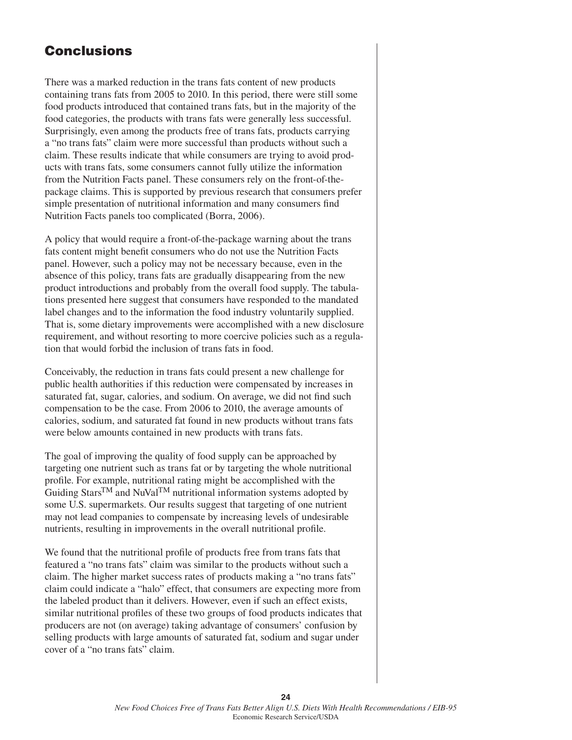## Conclusions

There was a marked reduction in the trans fats content of new products containing trans fats from 2005 to 2010. In this period, there were still some food products introduced that contained trans fats, but in the majority of the food categories, the products with trans fats were generally less successful. Surprisingly, even among the products free of trans fats, products carrying a "no trans fats" claim were more successful than products without such a claim. These results indicate that while consumers are trying to avoid products with trans fats, some consumers cannot fully utilize the information from the Nutrition Facts panel. These consumers rely on the front-of-the-package claims. This is supported by previous research that consumers prefer simple presentation of nutritional information and many consumers find Nutrition Facts panels too complicated (Borra, 2006).

A policy that would require a front-of-the-package warning about the trans fats content might benefit consumers who do not use the Nutrition Facts panel. However, such a policy may not be necessary because, even in the absence of this policy, trans fats are gradually disappearing from the new product introductions and probably from the overall food supply. The tabulations presented here suggest that consumers have responded to the mandated label changes and to the information the food industry voluntarily supplied. That is, some dietary improvements were accomplished with a new disclosure requirement, and without resorting to more coercive policies such as a regulation that would forbid the inclusion of trans fats in food.

Conceivably, the reduction in trans fats could present a new challenge for public health authorities if this reduction were compensated by increases in saturated fat, sugar, calories, and sodium. On average, we did not find such compensation to be the case. From 2006 to 2010, the average amounts of calories, sodium, and saturated fat found in new products without trans fats were below amounts contained in new products with trans fats.

The goal of improving the quality of food supply can be approached by targeting one nutrient such as trans fat or by targeting the whole nutritional profile. For example, nutritional rating might be accomplished with the Guiding Stars™ and NuVal™ nutritional information systems adopted by some U.S. supermarkets. Our results suggest that targeting of one nutrient may not lead companies to compensate by increasing levels of undesirable nutrients, resulting in improvements in the overall nutritional profile.

We found that the nutritional profile of products free from trans fats that featured a "no trans fats" claim was similar to the products without such a claim. The higher market success rates of products making a "no trans fats" claim could indicate a "halo" effect, that consumers are expecting more from the labeled product than it delivers. However, even if such an effect exists, similar nutritional profiles of these two groups of food products indicates that producers are not (on average) taking advantage of consumers' confusion by selling products with large amounts of saturated fat, sodium and sugar under cover of a "no trans fats" claim.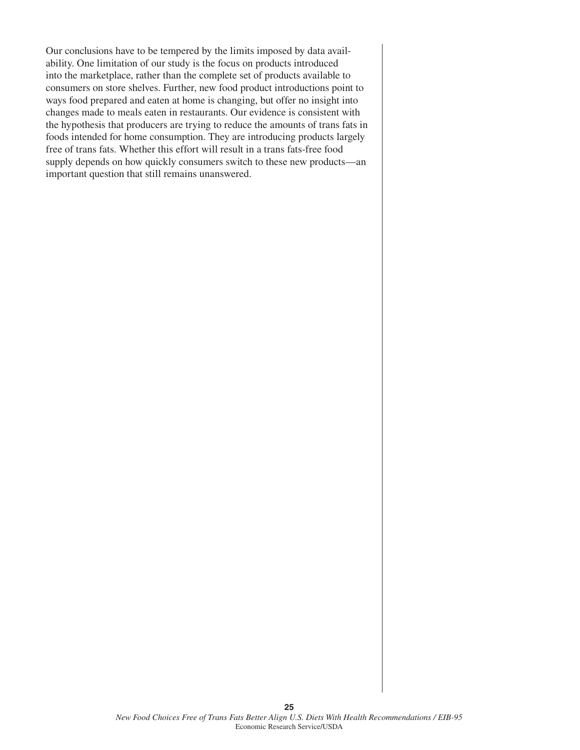Our conclusions have to be tempered by the limits imposed by data availability. One limitation of our study is the focus on products introduced into the marketplace, rather than the complete set of products available to consumers on store shelves. Further, new food product introductions point to ways food prepared and eaten at home is changing, but offer no insight into changes made to meals eaten in restaurants. Our evidence is consistent with the hypothesis that producers are trying to reduce the amounts of trans fats in foods intended for home consumption. They are introducing products largely free of trans fats. Whether this effort will result in a trans fats-free food supply depends on how quickly consumers switch to these new products—an important question that still remains unanswered.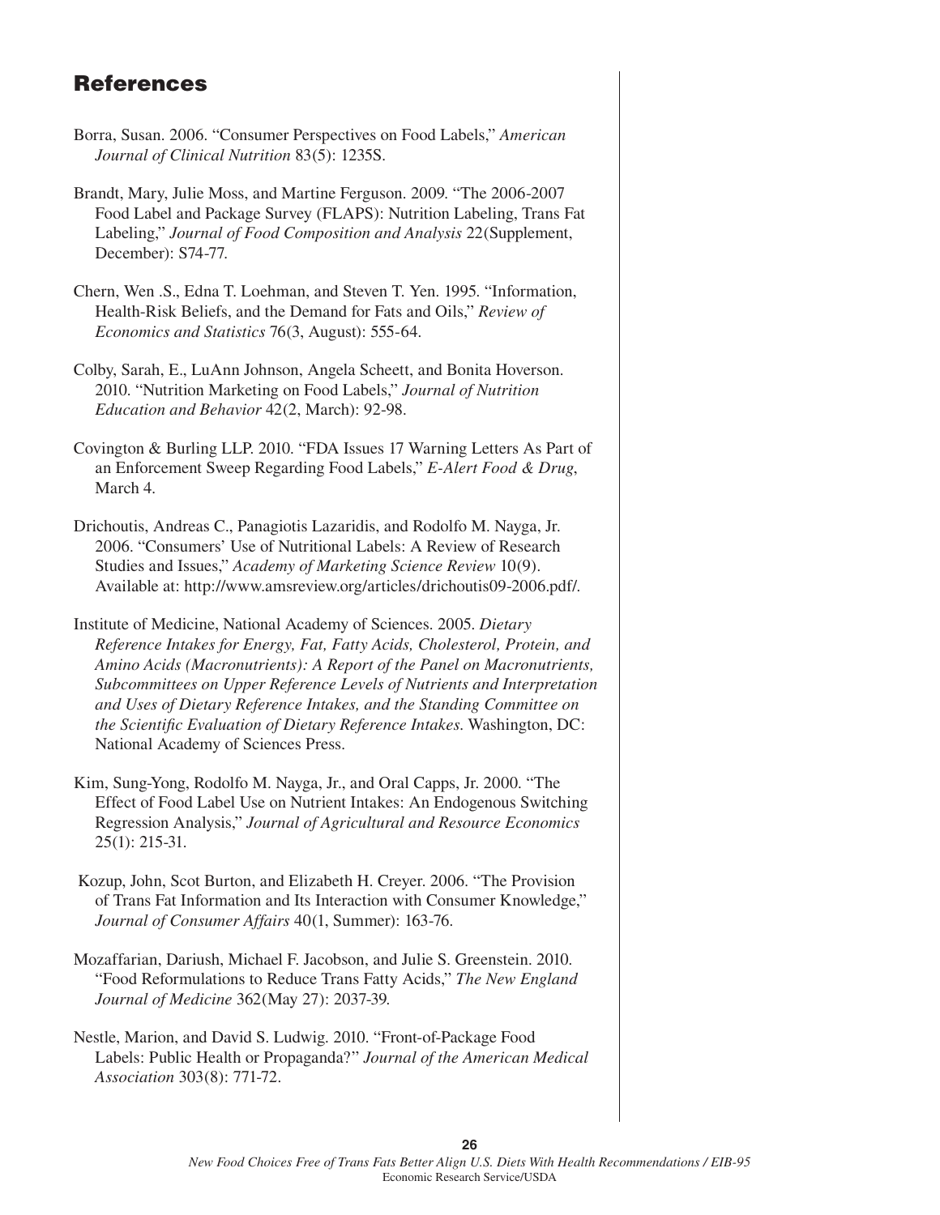## References

Borra, Susan. 2006. “Consumer Perspectives on Food Labels,” *American Journal of Clinical Nutrition* 83(5): 1235S.

Brandt, Mary, Julie Moss, and Martine Ferguson. 2009. “The 2006-2007 Food Label and Package Survey (FLAPS): Nutrition Labeling, Trans Fat Labeling,” *Journal of Food Composition and Analysis* 22(Supplement, December): S74-77.

Chern, Wen .S., Edna T. Loehman, and Steven T. Yen. 1995. “Information, Health-Risk Beliefs, and the Demand for Fats and Oils,” *Review of Economics and Statistics* 76(3, August): 555-64.

Colby, Sarah, E., LuAnn Johnson, Angela Scheett, and Bonita Hoverson. 2010. “Nutrition Marketing on Food Labels,” *Journal of Nutrition Education and Behavior* 42(2, March): 92-98.

Covington & Burling LLP. 2010. “FDA Issues 17 Warning Letters As Part of an Enforcement Sweep Regarding Food Labels,” *E-Alert Food & Drug*, March 4.

Drichoutis, Andreas C., Panagiotis Lazaridis, and Rodolfo M. Nayga, Jr. 2006. “Consumers’ Use of Nutritional Labels: A Review of Research Studies and Issues,” *Academy of Marketing Science Review* 10(9). Available at: http://www.amsreview.org/articles/drichoutis09-2006.pdf/.

Institute of Medicine, National Academy of Sciences. 2005. *Dietary Reference Intakes for Energy, Fat, Fatty Acids, Cholesterol, Protein, and Amino Acids (Macronutrients): A Report of the Panel on Macronutrients, Subcommittees on Upper Reference Levels of Nutrients and Interpretation and Uses of Dietary Reference Intakes, and the Standing Committee on the Scientific Evaluation of Dietary Reference Intakes*. Washington, DC: National Academy of Sciences Press.

Kim, Sung-Yong, Rodolfo M. Nayga, Jr., and Oral Capps, Jr. 2000. “The Effect of Food Label Use on Nutrient Intakes: An Endogenous Switching Regression Analysis,” *Journal of Agricultural and Resource Economics* 25(1): 215-31.

Kozup, John, Scot Burton, and Elizabeth H. Creyer. 2006. “The Provision of Trans Fat Information and Its Interaction with Consumer Knowledge,” *Journal of Consumer Affairs* 40(1, Summer): 163-76.

Mozaffarian, Dariush, Michael F. Jacobson, and Julie S. Greenstein. 2010. “Food Reformulations to Reduce Trans Fatty Acids,” *The New England Journal of Medicine* 362(May 27): 2037-39.

Nestle, Marion, and David S. Ludwig. 2010. “Front-of-Package Food Labels: Public Health or Propaganda?” *Journal of the American Medical Association* 303(8): 771-72.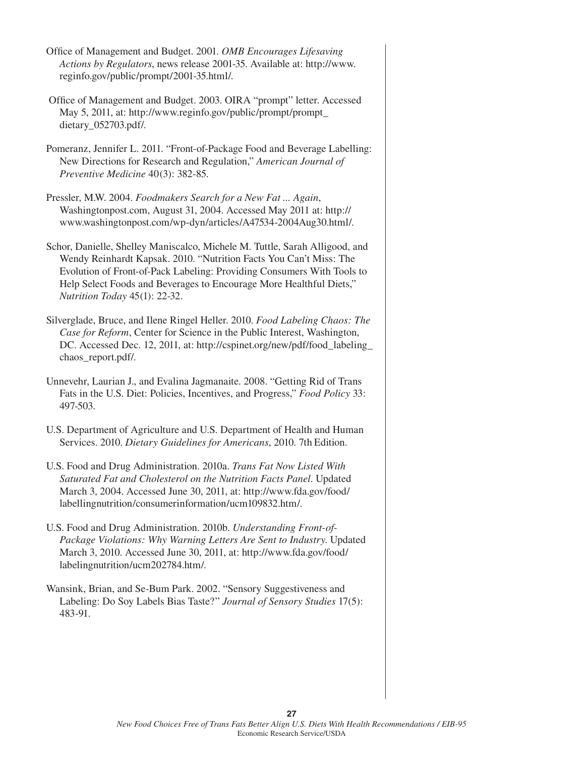Office of Management and Budget. 2001. *OMB Encourages Lifesaving Actions by Regulators*, news release 2001-35. Available at: http://www.reginfo.gov/public/prompt/2001-35.html/.

Office of Management and Budget. 2003. OIRA "prompt" letter. Accessed May 5, 2011, at: http://www.reginfo.gov/public/prompt/prompt_dietary_052703.pdf/.

Pomeranz, Jennifer L. 2011. "Front-of-Package Food and Beverage Labelling: New Directions for Research and Regulation," *American Journal of Preventive Medicine* 40(3): 382-85.

Pressler, M.W. 2004. *Foodmakers Search for a New Fat ... Again*, Washingtonpost.com, August 31, 2004. Accessed May 2011 at: http://www.washingtonpost.com/wp-dyn/articles/A47534-2004Aug30.html/.

Schor, Danielle, Shelley Maniscalco, Michele M. Tuttle, Sarah Alligood, and Wendy Reinhardt Kapsak. 2010. "Nutrition Facts You Can't Miss: The Evolution of Front-of-Pack Labeling: Providing Consumers With Tools to Help Select Foods and Beverages to Encourage More Healthful Diets," *Nutrition Today* 45(1): 22-32.

Silverglade, Bruce, and Ilene Ringel Heller. 2010. *Food Labeling Chaos: The Case for Reform*, Center for Science in the Public Interest, Washington, DC. Accessed Dec. 12, 2011, at: http://cspinet.org/new/pdf/food_labeling_chaos_report.pdf/.

Unnevehr, Laurian J., and Evalina Jagmanaite. 2008. "Getting Rid of Trans Fats in the U.S. Diet: Policies, Incentives, and Progress," *Food Policy* 33: 497-503.

U.S. Department of Agriculture and U.S. Department of Health and Human Services. 2010. *Dietary Guidelines for Americans*, 2010. 7th Edition.

U.S. Food and Drug Administration. 2010a. *Trans Fat Now Listed With Saturated Fat and Cholesterol on the Nutrition Facts Panel*. Updated March 3, 2004. Accessed June 30, 2011, at: http://www.fda.gov/food/labellingnutrition/consumerinformation/ucm109832.htm/.

U.S. Food and Drug Administration. 2010b. *Understanding Front-of-Package Violations: Why Warning Letters Are Sent to Industry*. Updated March 3, 2010. Accessed June 30, 2011, at: http://www.fda.gov/food/labelingnutrition/ucm202784.htm/.

Wansink, Brian, and Se-Bum Park. 2002. "Sensory Suggestiveness and Labeling: Do Soy Labels Bias Taste?" *Journal of Sensory Studies* 17(5): 483-91.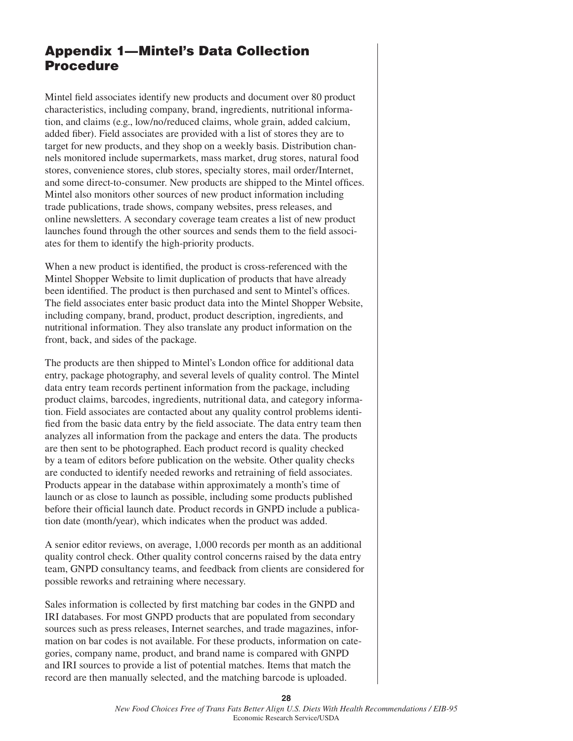# Appendix 1—Mintel's Data Collection Procedure

Mintel field associates identify new products and document over 80 product characteristics, including company, brand, ingredients, nutritional information, and claims (e.g., low/no/reduced claims, whole grain, added calcium, added fiber). Field associates are provided with a list of stores they are to target for new products, and they shop on a weekly basis. Distribution channels monitored include supermarkets, mass market, drug stores, natural food stores, convenience stores, club stores, specialty stores, mail order/Internet, and some direct-to-consumer. New products are shipped to the Mintel offices. Mintel also monitors other sources of new product information including trade publications, trade shows, company websites, press releases, and online newsletters. A secondary coverage team creates a list of new product launches found through the other sources and sends them to the field associates for them to identify the high-priority products.

When a new product is identified, the product is cross-referenced with the Mintel Shopper Website to limit duplication of products that have already been identified. The product is then purchased and sent to Mintel's offices. The field associates enter basic product data into the Mintel Shopper Website, including company, brand, product, product description, ingredients, and nutritional information. They also translate any product information on the front, back, and sides of the package.

The products are then shipped to Mintel's London office for additional data entry, package photography, and several levels of quality control. The Mintel data entry team records pertinent information from the package, including product claims, barcodes, ingredients, nutritional data, and category information. Field associates are contacted about any quality control problems identified from the basic data entry by the field associate. The data entry team then analyzes all information from the package and enters the data. The products are then sent to be photographed. Each product record is quality checked by a team of editors before publication on the website. Other quality checks are conducted to identify needed reworks and retraining of field associates. Products appear in the database within approximately a month's time of launch or as close to launch as possible, including some products published before their official launch date. Product records in GNPD include a publication date (month/year), which indicates when the product was added.

A senior editor reviews, on average, 1,000 records per month as an additional quality control check. Other quality control concerns raised by the data entry team, GNPD consultancy teams, and feedback from clients are considered for possible reworks and retraining where necessary.

Sales information is collected by first matching bar codes in the GNPD and IRI databases. For most GNPD products that are populated from secondary sources such as press releases, Internet searches, and trade magazines, information on bar codes is not available. For these products, information on categories, company name, product, and brand name is compared with GNPD and IRI sources to provide a list of potential matches. Items that match the record are then manually selected, and the matching barcode is uploaded.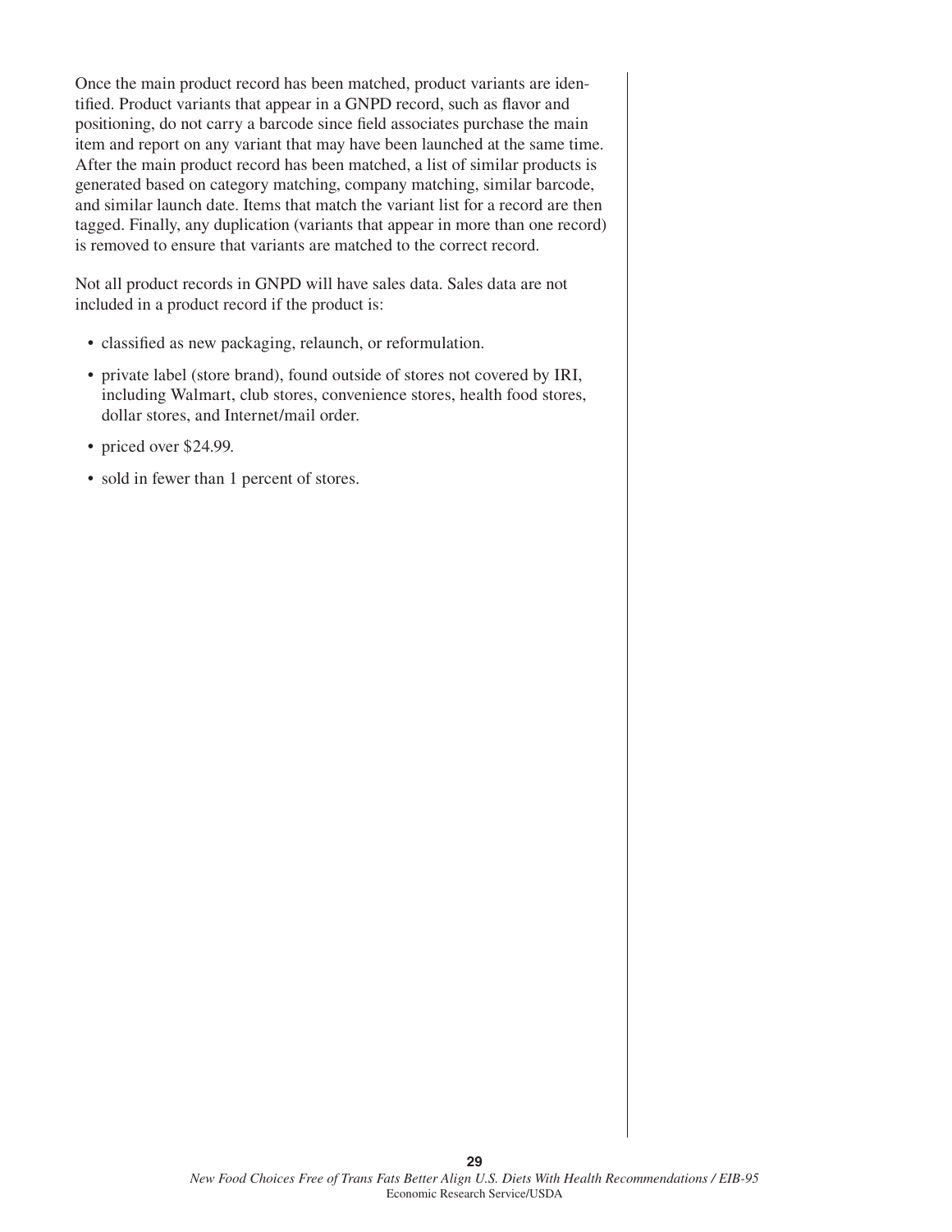Once the main product record has been matched, product variants are identified. Product variants that appear in a GNPD record, such as flavor and positioning, do not carry a barcode since field associates purchase the main item and report on any variant that may have been launched at the same time. After the main product record has been matched, a list of similar products is generated based on category matching, company matching, similar barcode, and similar launch date. Items that match the variant list for a record are then tagged. Finally, any duplication (variants that appear in more than one record) is removed to ensure that variants are matched to the correct record.

Not all product records in GNPD will have sales data. Sales data are not included in a product record if the product is:

- classified as new packaging, relaunch, or reformulation.
- private label (store brand), found outside of stores not covered by IRI, including Walmart, club stores, convenience stores, health food stores, dollar stores, and Internet/mail order.
- priced over $24.99.
- sold in fewer than 1 percent of stores.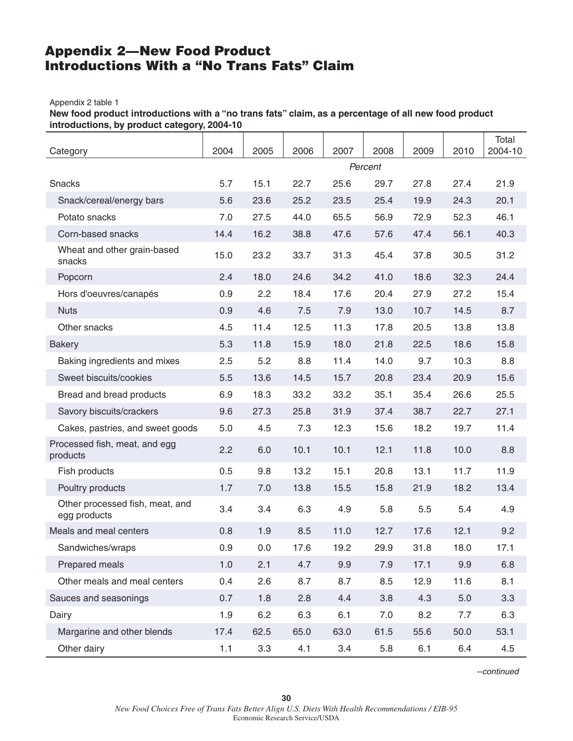# Appendix 2—New Food Product Introductions With a "No Trans Fats" Claim

Appendix 2 table 1

**New food product introductions with a "no trans fats" claim, as a percentage of all new food product introductions, by product category, 2004-10**

| Category | 2004 | 2005 | 2006 | 2007 | 2008 | 2009 | 2010 | Total 2004-10 |
|---|---|---|---|---|---|---|---|---|
| | | | | | *Percent* | | | |
| Snacks | 5.7 | 15.1 | 22.7 | 25.6 | 29.7 | 27.8 | 27.4 | 21.9 |
| Snack/cereal/energy bars | 5.6 | 23.6 | 25.2 | 23.5 | 25.4 | 19.9 | 24.3 | 20.1 |
| Potato snacks | 7.0 | 27.5 | 44.0 | 65.5 | 56.9 | 72.9 | 52.3 | 46.1 |
| Corn-based snacks | 14.4 | 16.2 | 38.8 | 47.6 | 57.6 | 47.4 | 56.1 | 40.3 |
| Wheat and other grain-based snacks | 15.0 | 23.2 | 33.7 | 31.3 | 45.4 | 37.8 | 30.5 | 31.2 |
| Popcorn | 2.4 | 18.0 | 24.6 | 34.2 | 41.0 | 18.6 | 32.3 | 24.4 |
| Hors d'oeuvres/canapés | 0.9 | 2.2 | 18.4 | 17.6 | 20.4 | 27.9 | 27.2 | 15.4 |
| Nuts | 0.9 | 4.6 | 7.5 | 7.9 | 13.0 | 10.7 | 14.5 | 8.7 |
| Other snacks | 4.5 | 11.4 | 12.5 | 11.3 | 17.8 | 20.5 | 13.8 | 13.8 |
| Bakery | 5.3 | 11.8 | 15.9 | 18.0 | 21.8 | 22.5 | 18.6 | 15.8 |
| Baking ingredients and mixes | 2.5 | 5.2 | 8.8 | 11.4 | 14.0 | 9.7 | 10.3 | 8.8 |
| Sweet biscuits/cookies | 5.5 | 13.6 | 14.5 | 15.7 | 20.8 | 23.4 | 20.9 | 15.6 |
| Bread and bread products | 6.9 | 18.3 | 33.2 | 33.2 | 35.1 | 35.4 | 26.6 | 25.5 |
| Savory biscuits/crackers | 9.6 | 27.3 | 25.8 | 31.9 | 37.4 | 38.7 | 22.7 | 27.1 |
| Cakes, pastries, and sweet goods | 5.0 | 4.5 | 7.3 | 12.3 | 15.6 | 18.2 | 19.7 | 11.4 |
| Processed fish, meat, and egg products | 2.2 | 6.0 | 10.1 | 10.1 | 12.1 | 11.8 | 10.0 | 8.8 |
| Fish products | 0.5 | 9.8 | 13.2 | 15.1 | 20.8 | 13.1 | 11.7 | 11.9 |
| Poultry products | 1.7 | 7.0 | 13.8 | 15.5 | 15.8 | 21.9 | 18.2 | 13.4 |
| Other processed fish, meat, and egg products | 3.4 | 3.4 | 6.3 | 4.9 | 5.8 | 5.5 | 5.4 | 4.9 |
| Meals and meal centers | 0.8 | 1.9 | 8.5 | 11.0 | 12.7 | 17.6 | 12.1 | 9.2 |
| Sandwiches/wraps | 0.9 | 0.0 | 17.6 | 19.2 | 29.9 | 31.8 | 18.0 | 17.1 |
| Prepared meals | 1.0 | 2.1 | 4.7 | 9.9 | 7.9 | 17.1 | 9.9 | 6.8 |
| Other meals and meal centers | 0.4 | 2.6 | 8.7 | 8.7 | 8.5 | 12.9 | 11.6 | 8.1 |
| Sauces and seasonings | 0.7 | 1.8 | 2.8 | 4.4 | 3.8 | 4.3 | 5.0 | 3.3 |
| Dairy | 1.9 | 6.2 | 6.3 | 6.1 | 7.0 | 8.2 | 7.7 | 6.3 |
| Margarine and other blends | 17.4 | 62.5 | 65.0 | 63.0 | 61.5 | 55.6 | 50.0 | 53.1 |
| Other dairy | 1.1 | 3.3 | 4.1 | 3.4 | 5.8 | 6.1 | 6.4 | 4.5 |

*--continued*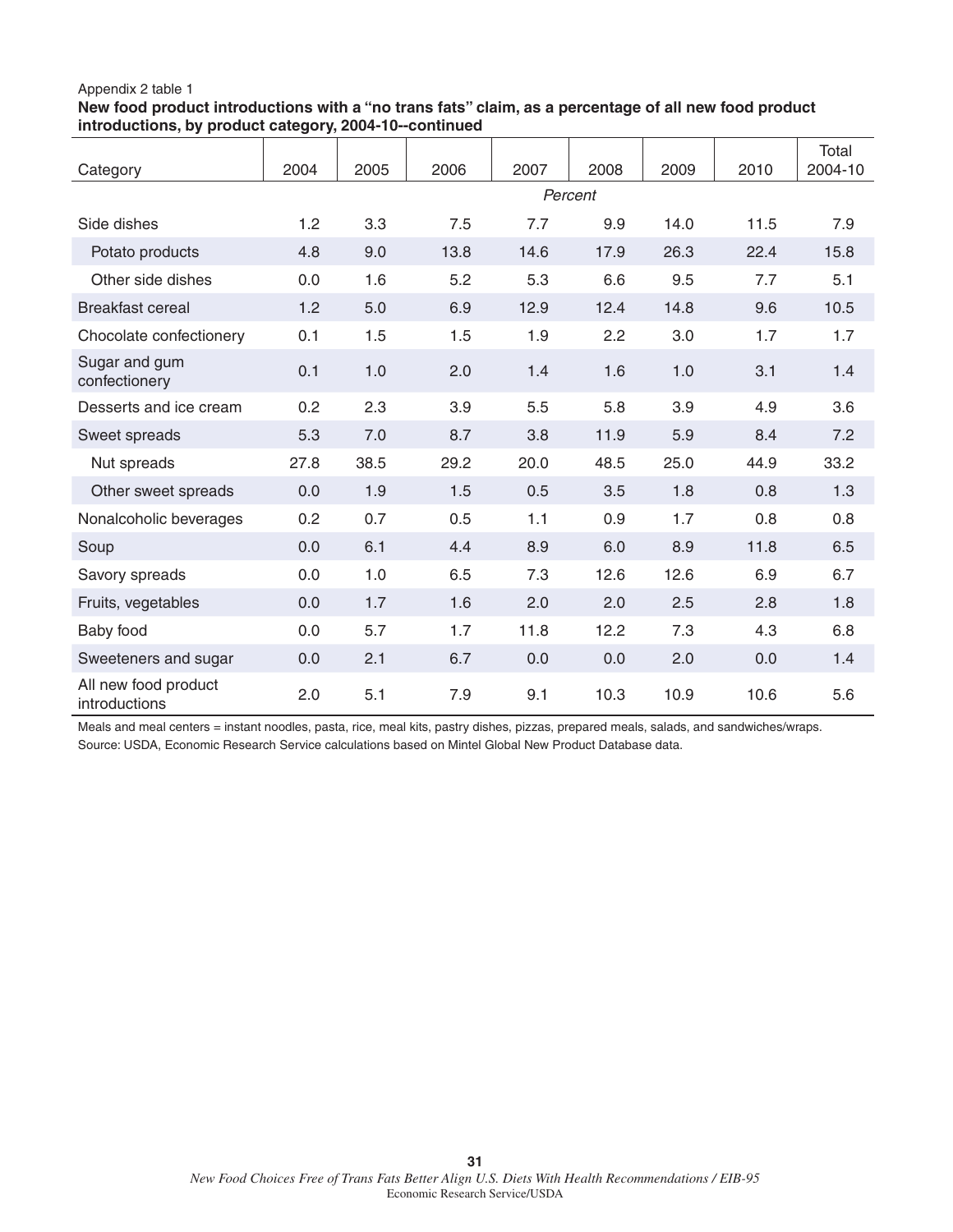Appendix 2 table 1

**New food product introductions with a "no trans fats" claim, as a percentage of all new food product introductions, by product category, 2004-10--continued**

| Category | 2004 | 2005 | 2006 | 2007 | 2008 | 2009 | 2010 | Total 2004-10 |
|---|---|---|---|---|---|---|---|---|
| | *Percent* | | | | | | | |
| Side dishes | 1.2 | 3.3 | 7.5 | 7.7 | 9.9 | 14.0 | 11.5 | 7.9 |
| Potato products | 4.8 | 9.0 | 13.8 | 14.6 | 17.9 | 26.3 | 22.4 | 15.8 |
| Other side dishes | 0.0 | 1.6 | 5.2 | 5.3 | 6.6 | 9.5 | 7.7 | 5.1 |
| Breakfast cereal | 1.2 | 5.0 | 6.9 | 12.9 | 12.4 | 14.8 | 9.6 | 10.5 |
| Chocolate confectionery | 0.1 | 1.5 | 1.5 | 1.9 | 2.2 | 3.0 | 1.7 | 1.7 |
| Sugar and gum confectionery | 0.1 | 1.0 | 2.0 | 1.4 | 1.6 | 1.0 | 3.1 | 1.4 |
| Desserts and ice cream | 0.2 | 2.3 | 3.9 | 5.5 | 5.8 | 3.9 | 4.9 | 3.6 |
| Sweet spreads | 5.3 | 7.0 | 8.7 | 3.8 | 11.9 | 5.9 | 8.4 | 7.2 |
| Nut spreads | 27.8 | 38.5 | 29.2 | 20.0 | 48.5 | 25.0 | 44.9 | 33.2 |
| Other sweet spreads | 0.0 | 1.9 | 1.5 | 0.5 | 3.5 | 1.8 | 0.8 | 1.3 |
| Nonalcoholic beverages | 0.2 | 0.7 | 0.5 | 1.1 | 0.9 | 1.7 | 0.8 | 0.8 |
| Soup | 0.0 | 6.1 | 4.4 | 8.9 | 6.0 | 8.9 | 11.8 | 6.5 |
| Savory spreads | 0.0 | 1.0 | 6.5 | 7.3 | 12.6 | 12.6 | 6.9 | 6.7 |
| Fruits, vegetables | 0.0 | 1.7 | 1.6 | 2.0 | 2.0 | 2.5 | 2.8 | 1.8 |
| Baby food | 0.0 | 5.7 | 1.7 | 11.8 | 12.2 | 7.3 | 4.3 | 6.8 |
| Sweeteners and sugar | 0.0 | 2.1 | 6.7 | 0.0 | 0.0 | 2.0 | 0.0 | 1.4 |
| All new food product introductions | 2.0 | 5.1 | 7.9 | 9.1 | 10.3 | 10.9 | 10.6 | 5.6 |

Meals and meal centers = instant noodles, pasta, rice, meal kits, pastry dishes, pizzas, prepared meals, salads, and sandwiches/wraps.

Source: USDA, Economic Research Service calculations based on Mintel Global New Product Database data.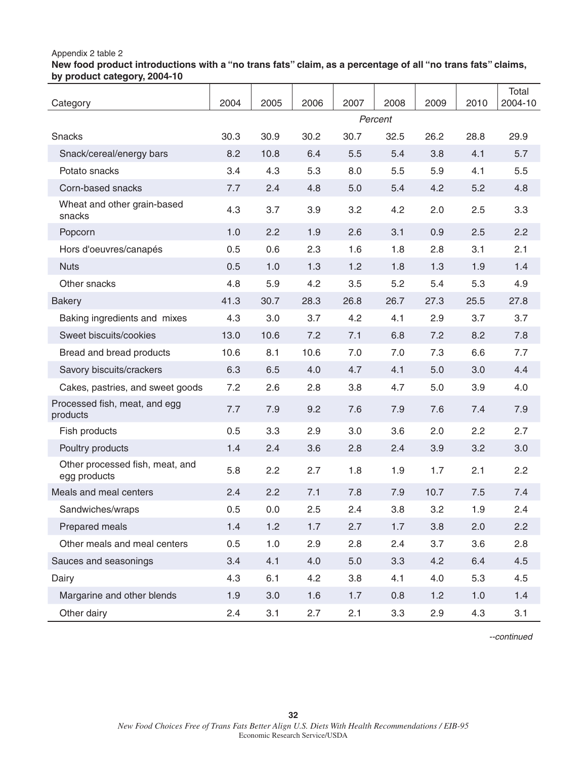Appendix 2 table 2

**New food product introductions with a "no trans fats" claim, as a percentage of all "no trans fats" claims, by product category, 2004-10**

| Category | 2004 | 2005 | 2006 | 2007 | 2008 | 2009 | 2010 | Total 2004-10 |
|---|---|---|---|---|---|---|---|---|
| | | | | *Percent* | | | | |
| Snacks | 30.3 | 30.9 | 30.2 | 30.7 | 32.5 | 26.2 | 28.8 | 29.9 |
| Snack/cereal/energy bars | 8.2 | 10.8 | 6.4 | 5.5 | 5.4 | 3.8 | 4.1 | 5.7 |
| Potato snacks | 3.4 | 4.3 | 5.3 | 8.0 | 5.5 | 5.9 | 4.1 | 5.5 |
| Corn-based snacks | 7.7 | 2.4 | 4.8 | 5.0 | 5.4 | 4.2 | 5.2 | 4.8 |
| Wheat and other grain-based snacks | 4.3 | 3.7 | 3.9 | 3.2 | 4.2 | 2.0 | 2.5 | 3.3 |
| Popcorn | 1.0 | 2.2 | 1.9 | 2.6 | 3.1 | 0.9 | 2.5 | 2.2 |
| Hors d'oeuvres/canapés | 0.5 | 0.6 | 2.3 | 1.6 | 1.8 | 2.8 | 3.1 | 2.1 |
| Nuts | 0.5 | 1.0 | 1.3 | 1.2 | 1.8 | 1.3 | 1.9 | 1.4 |
| Other snacks | 4.8 | 5.9 | 4.2 | 3.5 | 5.2 | 5.4 | 5.3 | 4.9 |
| Bakery | 41.3 | 30.7 | 28.3 | 26.8 | 26.7 | 27.3 | 25.5 | 27.8 |
| Baking ingredients and mixes | 4.3 | 3.0 | 3.7 | 4.2 | 4.1 | 2.9 | 3.7 | 3.7 |
| Sweet biscuits/cookies | 13.0 | 10.6 | 7.2 | 7.1 | 6.8 | 7.2 | 8.2 | 7.8 |
| Bread and bread products | 10.6 | 8.1 | 10.6 | 7.0 | 7.0 | 7.3 | 6.6 | 7.7 |
| Savory biscuits/crackers | 6.3 | 6.5 | 4.0 | 4.7 | 4.1 | 5.0 | 3.0 | 4.4 |
| Cakes, pastries, and sweet goods | 7.2 | 2.6 | 2.8 | 3.8 | 4.7 | 5.0 | 3.9 | 4.0 |
| Processed fish, meat, and egg products | 7.7 | 7.9 | 9.2 | 7.6 | 7.9 | 7.6 | 7.4 | 7.9 |
| Fish products | 0.5 | 3.3 | 2.9 | 3.0 | 3.6 | 2.0 | 2.2 | 2.7 |
| Poultry products | 1.4 | 2.4 | 3.6 | 2.8 | 2.4 | 3.9 | 3.2 | 3.0 |
| Other processed fish, meat, and egg products | 5.8 | 2.2 | 2.7 | 1.8 | 1.9 | 1.7 | 2.1 | 2.2 |
| Meals and meal centers | 2.4 | 2.2 | 7.1 | 7.8 | 7.9 | 10.7 | 7.5 | 7.4 |
| Sandwiches/wraps | 0.5 | 0.0 | 2.5 | 2.4 | 3.8 | 3.2 | 1.9 | 2.4 |
| Prepared meals | 1.4 | 1.2 | 1.7 | 2.7 | 1.7 | 3.8 | 2.0 | 2.2 |
| Other meals and meal centers | 0.5 | 1.0 | 2.9 | 2.8 | 2.4 | 3.7 | 3.6 | 2.8 |
| Sauces and seasonings | 3.4 | 4.1 | 4.0 | 5.0 | 3.3 | 4.2 | 6.4 | 4.5 |
| Dairy | 4.3 | 6.1 | 4.2 | 3.8 | 4.1 | 4.0 | 5.3 | 4.5 |
| Margarine and other blends | 1.9 | 3.0 | 1.6 | 1.7 | 0.8 | 1.2 | 1.0 | 1.4 |
| Other dairy | 2.4 | 3.1 | 2.7 | 2.1 | 3.3 | 2.9 | 4.3 | 3.1 |

*--continued*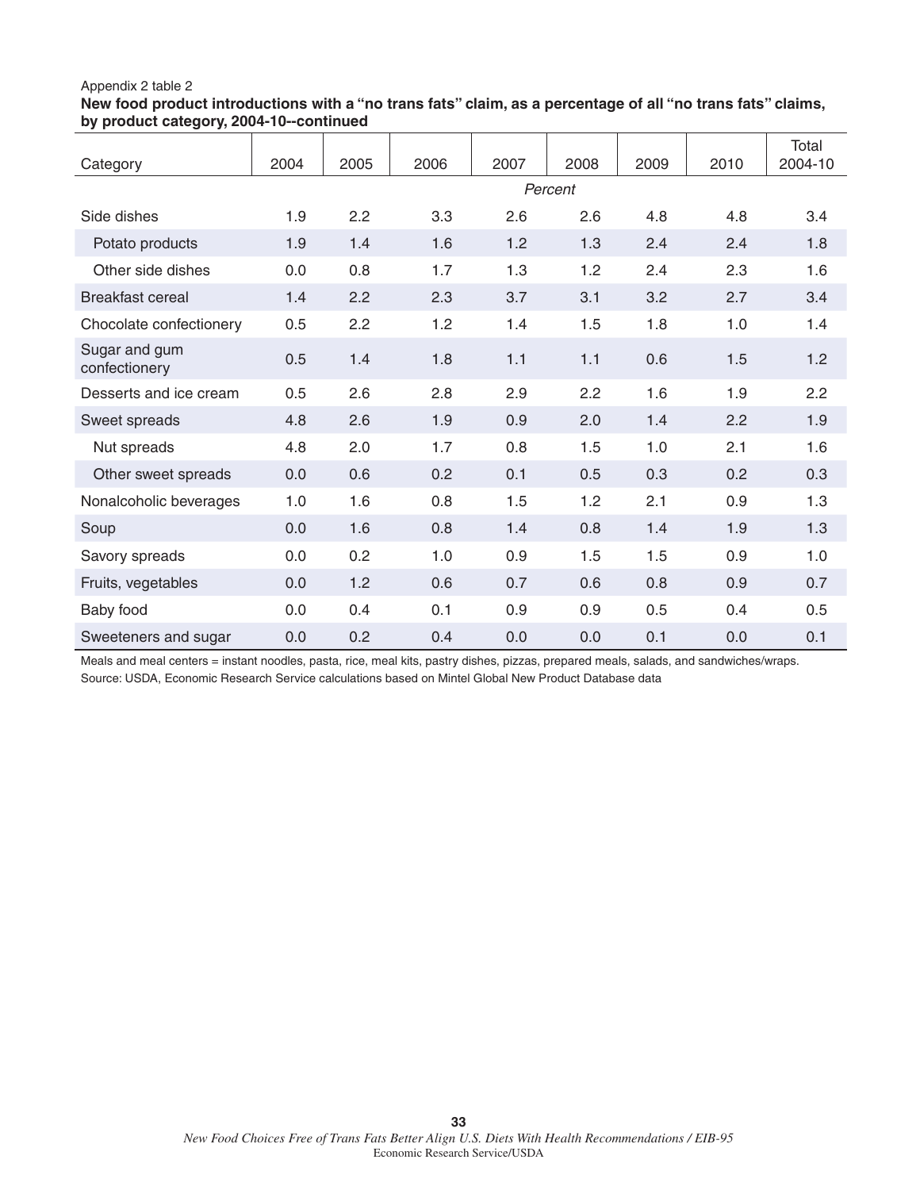Appendix 2 table 2

**New food product introductions with a "no trans fats" claim, as a percentage of all "no trans fats" claims, by product category, 2004-10--continued**

| Category | 2004 | 2005 | 2006 | 2007 | 2008 | 2009 | 2010 | Total 2004-10 |
|---|---|---|---|---|---|---|---|---|
| | *Percent* | | | | | | | |
| Side dishes | 1.9 | 2.2 | 3.3 | 2.6 | 2.6 | 4.8 | 4.8 | 3.4 |
| Potato products | 1.9 | 1.4 | 1.6 | 1.2 | 1.3 | 2.4 | 2.4 | 1.8 |
| Other side dishes | 0.0 | 0.8 | 1.7 | 1.3 | 1.2 | 2.4 | 2.3 | 1.6 |
| Breakfast cereal | 1.4 | 2.2 | 2.3 | 3.7 | 3.1 | 3.2 | 2.7 | 3.4 |
| Chocolate confectionery | 0.5 | 2.2 | 1.2 | 1.4 | 1.5 | 1.8 | 1.0 | 1.4 |
| Sugar and gum confectionery | 0.5 | 1.4 | 1.8 | 1.1 | 1.1 | 0.6 | 1.5 | 1.2 |
| Desserts and ice cream | 0.5 | 2.6 | 2.8 | 2.9 | 2.2 | 1.6 | 1.9 | 2.2 |
| Sweet spreads | 4.8 | 2.6 | 1.9 | 0.9 | 2.0 | 1.4 | 2.2 | 1.9 |
| Nut spreads | 4.8 | 2.0 | 1.7 | 0.8 | 1.5 | 1.0 | 2.1 | 1.6 |
| Other sweet spreads | 0.0 | 0.6 | 0.2 | 0.1 | 0.5 | 0.3 | 0.2 | 0.3 |
| Nonalcoholic beverages | 1.0 | 1.6 | 0.8 | 1.5 | 1.2 | 2.1 | 0.9 | 1.3 |
| Soup | 0.0 | 1.6 | 0.8 | 1.4 | 0.8 | 1.4 | 1.9 | 1.3 |
| Savory spreads | 0.0 | 0.2 | 1.0 | 0.9 | 1.5 | 1.5 | 0.9 | 1.0 |
| Fruits, vegetables | 0.0 | 1.2 | 0.6 | 0.7 | 0.6 | 0.8 | 0.9 | 0.7 |
| Baby food | 0.0 | 0.4 | 0.1 | 0.9 | 0.9 | 0.5 | 0.4 | 0.5 |
| Sweeteners and sugar | 0.0 | 0.2 | 0.4 | 0.0 | 0.0 | 0.1 | 0.0 | 0.1 |

Meals and meal centers = instant noodles, pasta, rice, meal kits, pastry dishes, pizzas, prepared meals, salads, and sandwiches/wraps.

Source: USDA, Economic Research Service calculations based on Mintel Global New Product Database data